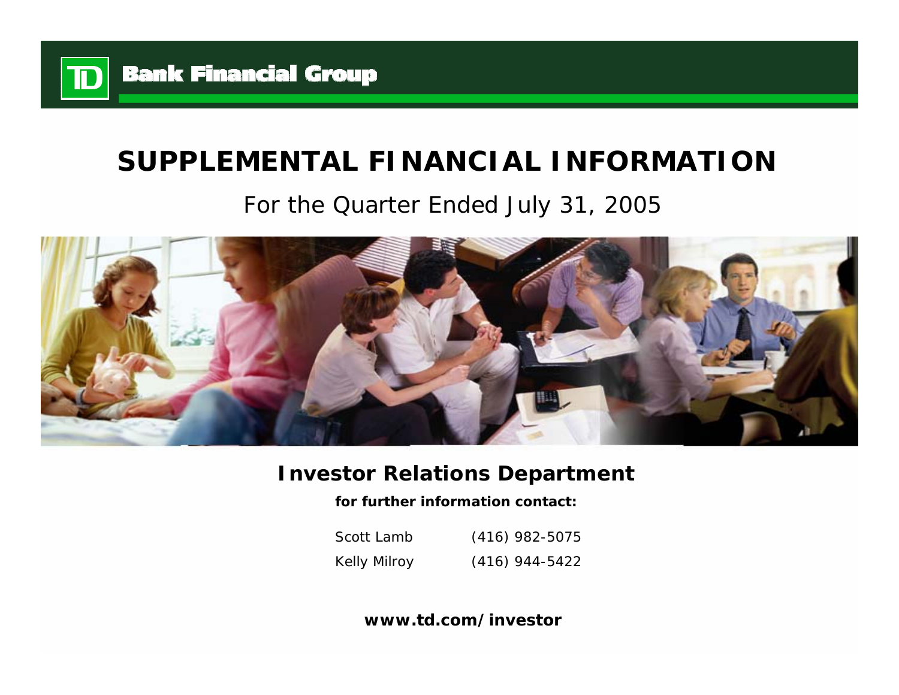TD Bank Financial Group

# SUPPLEMENTAL FINANCIAL INFORMATION

## For the Quarter Ended July 31, 2005

### Investor Relations Department

**for further information contact:**

| | |
|---|---|
| Scott Lamb | (416) 982-5075 |
| Kelly Milroy | (416) 944-5422 |

**www.td.com/investor**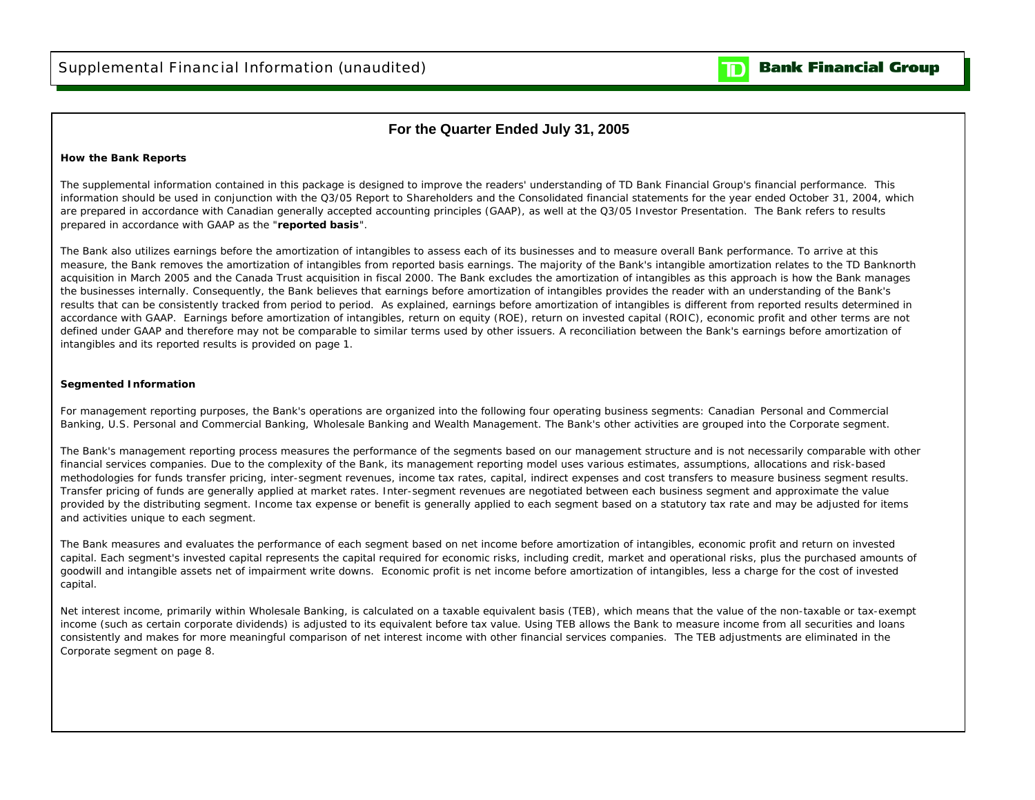# Supplemental Financial Information (unaudited)

## For the Quarter Ended July 31, 2005

### How the Bank Reports

The supplemental information contained in this package is designed to improve the readers' understanding of TD Bank Financial Group's financial performance. This information should be used in conjunction with the Q3/05 Report to Shareholders and the Consolidated financial statements for the year ended October 31, 2004, which are prepared in accordance with Canadian generally accepted accounting principles (GAAP), as well at the Q3/05 Investor Presentation. The Bank refers to results prepared in accordance with GAAP as the "**reported basis**".

The Bank also utilizes earnings before the amortization of intangibles to assess each of its businesses and to measure overall Bank performance. To arrive at this measure, the Bank removes the amortization of intangibles from reported basis earnings. The majority of the Bank's intangible amortization relates to the TD Banknorth acquisition in March 2005 and the Canada Trust acquisition in fiscal 2000. The Bank excludes the amortization of intangibles as this approach is how the Bank manages the businesses internally. Consequently, the Bank believes that earnings before amortization of intangibles provides the reader with an understanding of the Bank's results that can be consistently tracked from period to period. As explained, earnings before amortization of intangibles is different from reported results determined in accordance with GAAP. Earnings before amortization of intangibles, return on equity (ROE), return on invested capital (ROIC), economic profit and other terms are not defined under GAAP and therefore may not be comparable to similar terms used by other issuers. A reconciliation between the Bank's earnings before amortization of intangibles and its reported results is provided on page 1.

### Segmented Information

For management reporting purposes, the Bank's operations are organized into the following four operating business segments: Canadian Personal and Commercial Banking, U.S. Personal and Commercial Banking, Wholesale Banking and Wealth Management. The Bank's other activities are grouped into the Corporate segment.

The Bank's management reporting process measures the performance of the segments based on our management structure and is not necessarily comparable with other financial services companies. Due to the complexity of the Bank, its management reporting model uses various estimates, assumptions, allocations and risk-based methodologies for funds transfer pricing, inter-segment revenues, income tax rates, capital, indirect expenses and cost transfers to measure business segment results. Transfer pricing of funds are generally applied at market rates. Inter-segment revenues are negotiated between each business segment and approximate the value provided by the distributing segment. Income tax expense or benefit is generally applied to each segment based on a statutory tax rate and may be adjusted for items and activities unique to each segment.

The Bank measures and evaluates the performance of each segment based on net income before amortization of intangibles, economic profit and return on invested capital. Each segment's invested capital represents the capital required for economic risks, including credit, market and operational risks, plus the purchased amounts of goodwill and intangible assets net of impairment write downs. Economic profit is net income before amortization of intangibles, less a charge for the cost of invested capital.

Net interest income, primarily within Wholesale Banking, is calculated on a taxable equivalent basis (TEB), which means that the value of the non-taxable or tax-exempt income (such as certain corporate dividends) is adjusted to its equivalent before tax value. Using TEB allows the Bank to measure income from all securities and loans consistently and makes for more meaningful comparison of net interest income with other financial services companies. The TEB adjustments are eliminated in the Corporate segment on page 8.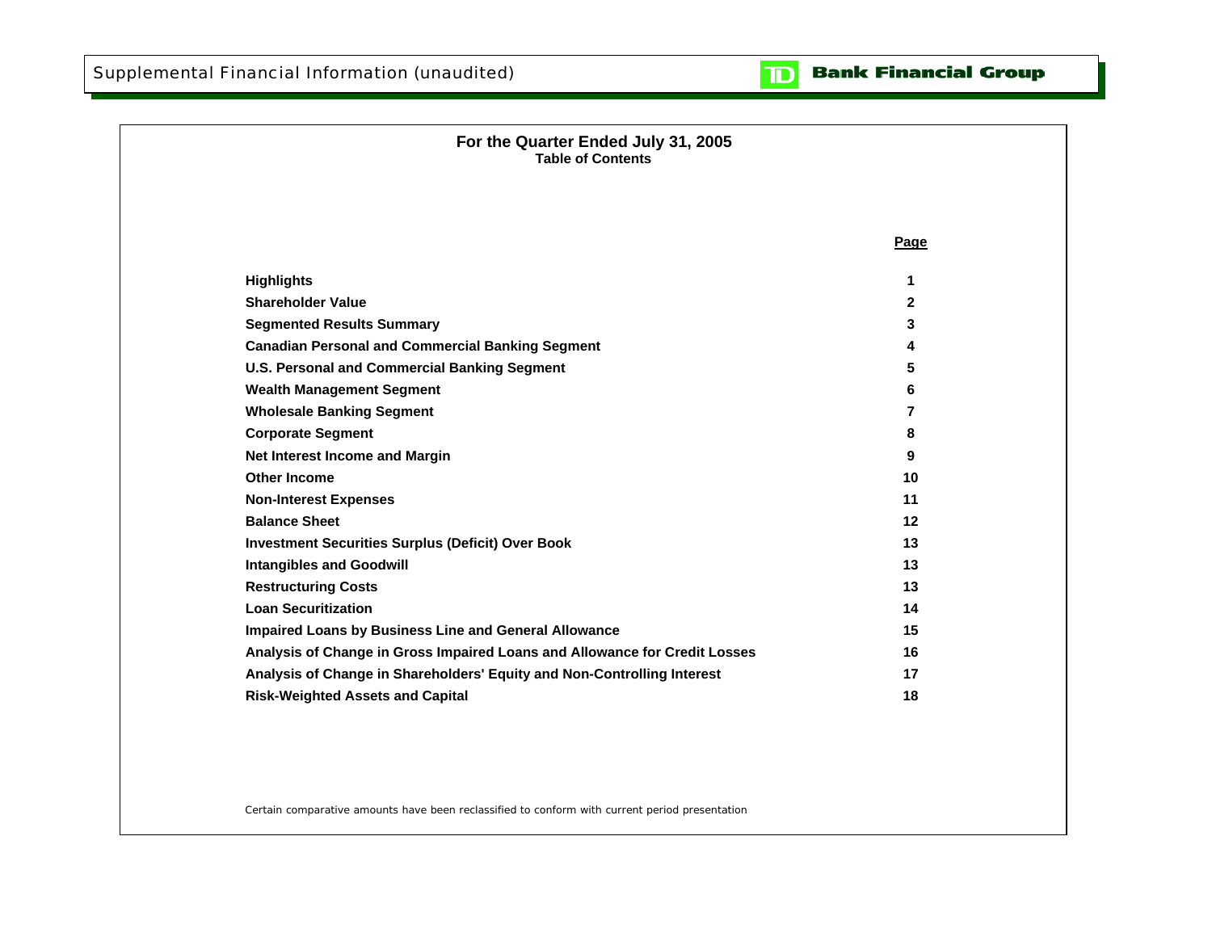# For the Quarter Ended July 31, 2005

## Table of Contents

| | Page |
|---|---|
| **Highlights** | **1** |
| **Shareholder Value** | **2** |
| **Segmented Results Summary** | **3** |
| **Canadian Personal and Commercial Banking Segment** | **4** |
| **U.S. Personal and Commercial Banking Segment** | **5** |
| **Wealth Management Segment** | **6** |
| **Wholesale Banking Segment** | **7** |
| **Corporate Segment** | **8** |
| **Net Interest Income and Margin** | **9** |
| **Other Income** | **10** |
| **Non-Interest Expenses** | **11** |
| **Balance Sheet** | **12** |
| **Investment Securities Surplus (Deficit) Over Book** | **13** |
| **Intangibles and Goodwill** | **13** |
| **Restructuring Costs** | **13** |
| **Loan Securitization** | **14** |
| **Impaired Loans by Business Line and General Allowance** | **15** |
| **Analysis of Change in Gross Impaired Loans and Allowance for Credit Losses** | **16** |
| **Analysis of Change in Shareholders' Equity and Non-Controlling Interest** | **17** |
| **Risk-Weighted Assets and Capital** | **18** |

Certain comparative amounts have been reclassified to conform with current period presentation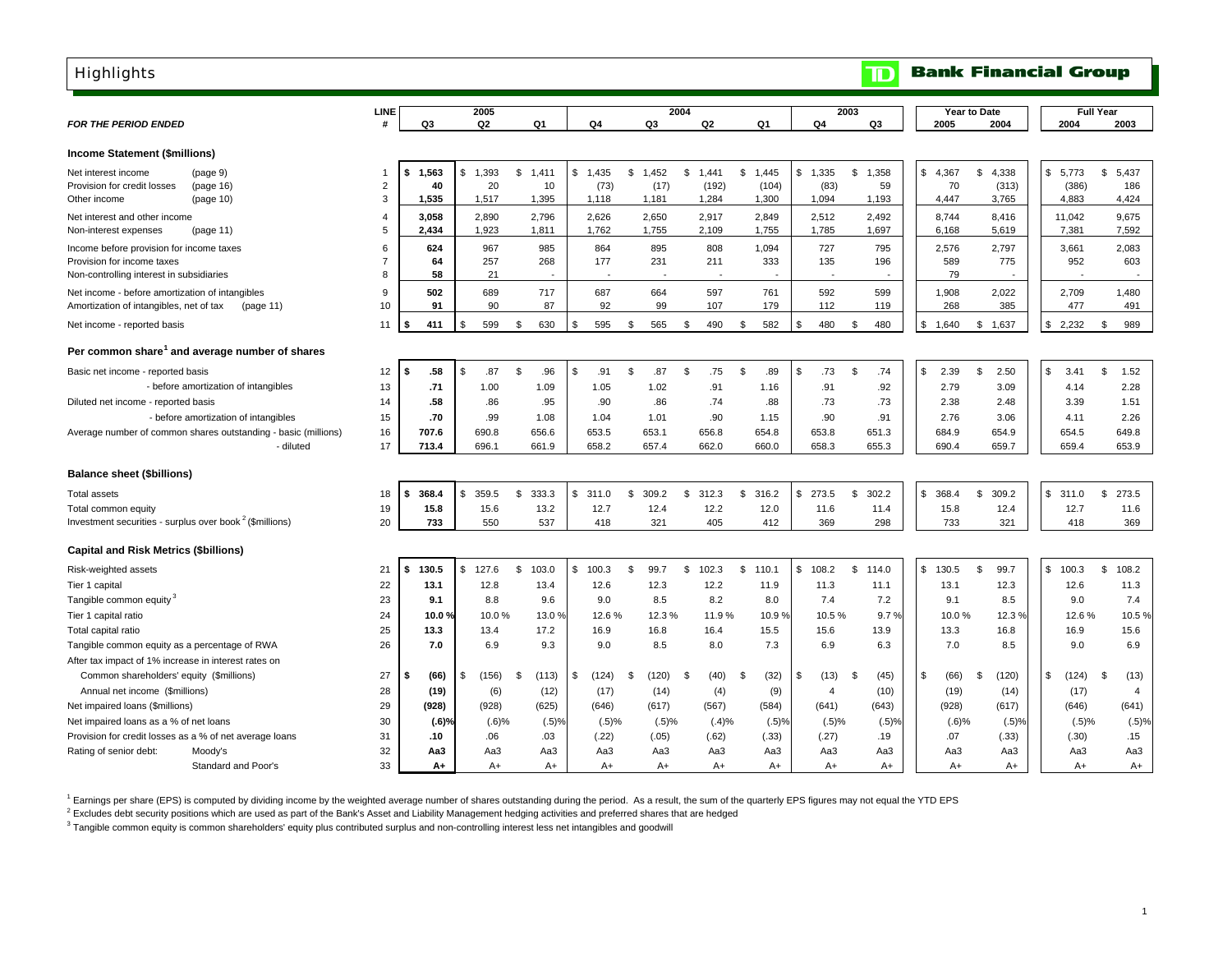# Highlights

**TD Bank Financial Group**

| *FOR THE PERIOD ENDED* | LINE # | 2005 Q3 | 2005 Q2 | 2005 Q1 | 2004 Q4 | 2004 Q3 | 2004 Q2 | 2004 Q1 | 2003 Q4 | 2003 Q3 | Year to Date 2005 | Year to Date 2004 | Full Year 2004 | Full Year 2003 |
|---|---|---|---|---|---|---|---|---|---|---|---|---|---|---|
| **Income Statement ($millions)** | | | | | | | | | | | | | | |
| Net interest income (page 9) | 1 | **$ 1,563** | $ 1,393 | $ 1,411 | $ 1,435 | $ 1,452 | $ 1,441 | $ 1,445 | $ 1,335 | $ 1,358 | $ 4,367 | $ 4,338 | $ 5,773 | $ 5,437 |
| Provision for credit losses (page 16) | 2 | **40** | 20 | 10 | (73) | (17) | (192) | (104) | (83) | 59 | 70 | (313) | (386) | 186 |
| Other income (page 10) | 3 | **1,535** | 1,517 | 1,395 | 1,118 | 1,181 | 1,284 | 1,300 | 1,094 | 1,193 | 4,447 | 3,765 | 4,883 | 4,424 |
| Net interest and other income | 4 | **3,058** | 2,890 | 2,796 | 2,626 | 2,650 | 2,917 | 2,849 | 2,512 | 2,492 | 8,744 | 8,416 | 11,042 | 9,675 |
| Non-interest expenses (page 11) | 5 | **2,434** | 1,923 | 1,811 | 1,762 | 1,755 | 2,109 | 1,755 | 1,785 | 1,697 | 6,168 | 5,619 | 7,381 | 7,592 |
| Income before provision for income taxes | 6 | **624** | 967 | 985 | 864 | 895 | 808 | 1,094 | 727 | 795 | 2,576 | 2,797 | 3,661 | 2,083 |
| Provision for income taxes | 7 | **64** | 257 | 268 | 177 | 231 | 211 | 333 | 135 | 196 | 589 | 775 | 952 | 603 |
| Non-controlling interest in subsidiaries | 8 | **58** | 21 | - | - | - | - | - | - | - | 79 | - | - | - |
| Net income - before amortization of intangibles | 9 | **502** | 689 | 717 | 687 | 664 | 597 | 761 | 592 | 599 | 1,908 | 2,022 | 2,709 | 1,480 |
| Amortization of intangibles, net of tax (page 11) | 10 | **91** | 90 | 87 | 92 | 99 | 107 | 179 | 112 | 119 | 268 | 385 | 477 | 491 |
| Net income - reported basis | 11 | **$ 411** | $ 599 | $ 630 | $ 595 | $ 565 | $ 490 | $ 582 | $ 480 | $ 480 | $ 1,640 | $ 1,637 | $ 2,232 | $ 989 |
| **Per common share[1] and average number of shares** | | | | | | | | | | | | | | |
| Basic net income - reported basis | 12 | **$ .58** | $ .87 | $ .96 | $ .91 | $ .87 | $ .75 | $ .89 | $ .73 | $ .74 | $ 2.39 | $ 2.50 | $ 3.41 | $ 1.52 |
| - before amortization of intangibles | 13 | **.71** | 1.00 | 1.09 | 1.05 | 1.02 | .91 | 1.16 | .91 | .92 | 2.79 | 3.09 | 4.14 | 2.28 |
| Diluted net income - reported basis | 14 | **.58** | .86 | .95 | .90 | .86 | .74 | .88 | .73 | .73 | 2.38 | 2.48 | 3.39 | 1.51 |
| - before amortization of intangibles | 15 | **.70** | .99 | 1.08 | 1.04 | 1.01 | .90 | 1.15 | .90 | .91 | 2.76 | 3.06 | 4.11 | 2.26 |
| Average number of common shares outstanding - basic (millions) | 16 | **707.6** | 690.8 | 656.6 | 653.5 | 653.1 | 656.8 | 654.8 | 653.8 | 651.3 | 684.9 | 654.9 | 654.5 | 649.8 |
| - diluted | 17 | **713.4** | 696.1 | 661.9 | 658.2 | 657.4 | 662.0 | 660.0 | 658.3 | 655.3 | 690.4 | 659.7 | 659.4 | 653.9 |
| **Balance sheet ($billions)** | | | | | | | | | | | | | | |
| Total assets | 18 | **$ 368.4** | $ 359.5 | $ 333.3 | $ 311.0 | $ 309.2 | $ 312.3 | $ 316.2 | $ 273.5 | $ 302.2 | $ 368.4 | $ 309.2 | $ 311.0 | $ 273.5 |
| Total common equity | 19 | **15.8** | 15.6 | 13.2 | 12.7 | 12.4 | 12.2 | 12.0 | 11.6 | 11.4 | 15.8 | 12.4 | 12.7 | 11.6 |
| Investment securities - surplus over book[2] ($millions) | 20 | **733** | 550 | 537 | 418 | 321 | 405 | 412 | 369 | 298 | 733 | 321 | 418 | 369 |
| **Capital and Risk Metrics ($billions)** | | | | | | | | | | | | | | |
| Risk-weighted assets | 21 | **$ 130.5** | $ 127.6 | $ 103.0 | $ 100.3 | $ 99.7 | $ 102.3 | $ 110.1 | $ 108.2 | $ 114.0 | $ 130.5 | $ 99.7 | $ 100.3 | $ 108.2 |
| Tier 1 capital | 22 | **13.1** | 12.8 | 13.4 | 12.6 | 12.3 | 12.2 | 11.9 | 11.3 | 11.1 | 13.1 | 12.3 | 12.6 | 11.3 |
| Tangible common equity[3] | 23 | **9.1** | 8.8 | 9.6 | 9.0 | 8.5 | 8.2 | 8.0 | 7.4 | 7.2 | 9.1 | 8.5 | 9.0 | 7.4 |
| Tier 1 capital ratio | 24 | **10.0 %** | 10.0 % | 13.0 % | 12.6 % | 12.3 % | 11.9 % | 10.9 % | 10.5 % | 9.7 % | 10.0 % | 12.3 % | 12.6 % | 10.5 % |
| Total capital ratio | 25 | **13.3** | 13.4 | 17.2 | 16.9 | 16.8 | 16.4 | 15.5 | 15.6 | 13.9 | 13.3 | 16.8 | 16.9 | 15.6 |
| Tangible common equity as a percentage of RWA | 26 | **7.0** | 6.9 | 9.3 | 9.0 | 8.5 | 8.0 | 7.3 | 6.9 | 6.3 | 7.0 | 8.5 | 9.0 | 6.9 |
| After tax impact of 1% increase in interest rates on | | | | | | | | | | | | | | |
| Common shareholders' equity ($millions) | 27 | **$ (66)** | $ (156) | $ (113) | $ (124) | $ (120) | $ (40) | $ (32) | $ (13) | $ (45) | $ (66) | $ (120) | $ (124) | $ (13) |
| Annual net income ($millions) | 28 | **(19)** | (6) | (12) | (17) | (14) | (4) | (9) | 4 | (10) | (19) | (14) | (17) | 4 |
| Net impaired loans ($millions) | 29 | **(928)** | (928) | (625) | (646) | (617) | (567) | (584) | (641) | (643) | (928) | (617) | (646) | (641) |
| Net impaired loans as a % of net loans | 30 | **(.6)%** | (.6)% | (.5)% | (.5)% | (.5)% | (.4)% | (.5)% | (.5)% | (.5)% | (.6)% | (.5)% | (.5)% | (.5)% |
| Provision for credit losses as a % of net average loans | 31 | **.10** | .06 | .03 | (.22) | (.05) | (.62) | (.33) | (.27) | .19 | .07 | (.33) | (.30) | .15 |
| Rating of senior debt: Moody's | 32 | **Aa3** | Aa3 | Aa3 | Aa3 | Aa3 | Aa3 | Aa3 | Aa3 | Aa3 | Aa3 | Aa3 | Aa3 | Aa3 |
| Standard and Poor's | 33 | **A+** | A+ | A+ | A+ | A+ | A+ | A+ | A+ | A+ | A+ | A+ | A+ | A+ |

[1] Earnings per share (EPS) is computed by dividing income by the weighted average number of shares outstanding during the period. As a result, the sum of the quarterly EPS figures may not equal the YTD EPS

[2] Excludes debt security positions which are used as part of the Bank's Asset and Liability Management hedging activities and preferred shares that are hedged

[3] Tangible common equity is common shareholders' equity plus contributed surplus and non-controlling interest less net intangibles and goodwill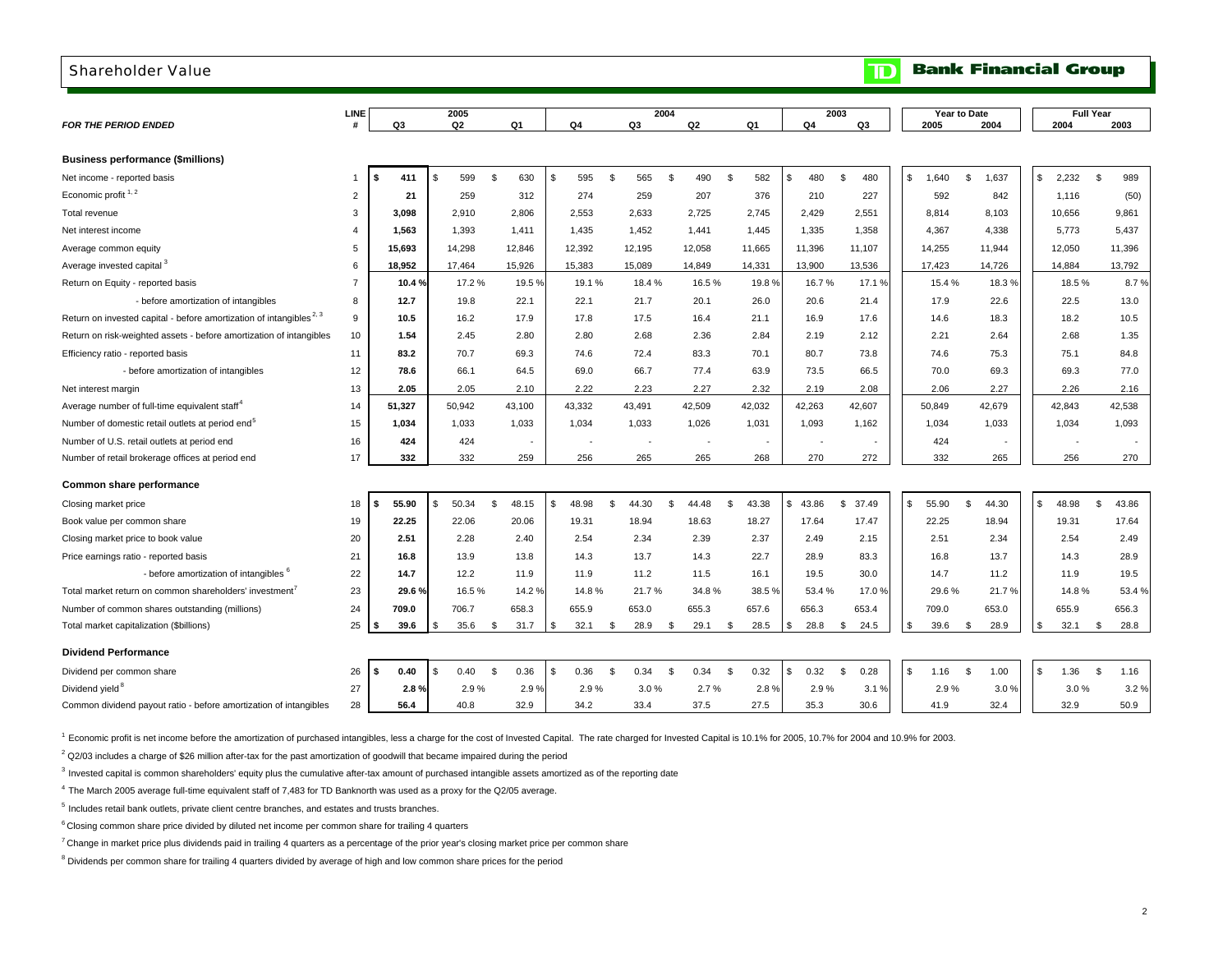## Shareholder Value

**TD Bank Financial Group**

| *FOR THE PERIOD ENDED* | LINE # | 2005 Q3 | 2005 Q2 | 2005 Q1 | 2004 Q4 | 2004 Q3 | 2004 Q2 | 2004 Q1 | 2003 Q4 | 2003 Q3 | Year to Date 2005 | Year to Date 2004 | Full Year 2004 | Full Year 2003 |
|---|---|---|---|---|---|---|---|---|---|---|---|---|---|---|
| **Business performance ($millions)** | | | | | | | | | | | | | | |
| Net income - reported basis | 1 | **$ 411** | $ 599 | $ 630 | $ 595 | $ 565 | $ 490 | $ 582 | $ 480 | $ 480 | $ 1,640 | $ 1,637 | $ 2,232 | $ 989 |
| Economic profit [1, 2] | 2 | **21** | 259 | 312 | 274 | 259 | 207 | 376 | 210 | 227 | 592 | 842 | 1,116 | (50) |
| Total revenue | 3 | **3,098** | 2,910 | 2,806 | 2,553 | 2,633 | 2,725 | 2,745 | 2,429 | 2,551 | 8,814 | 8,103 | 10,656 | 9,861 |
| Net interest income | 4 | **1,563** | 1,393 | 1,411 | 1,435 | 1,452 | 1,441 | 1,445 | 1,335 | 1,358 | 4,367 | 4,338 | 5,773 | 5,437 |
| Average common equity | 5 | **15,693** | 14,298 | 12,846 | 12,392 | 12,195 | 12,058 | 11,665 | 11,396 | 11,107 | 14,255 | 11,944 | 12,050 | 11,396 |
| Average invested capital [3] | 6 | **18,952** | 17,464 | 15,926 | 15,383 | 15,089 | 14,849 | 14,331 | 13,900 | 13,536 | 17,423 | 14,726 | 14,884 | 13,792 |
| Return on Equity - reported basis | 7 | **10.4 %** | 17.2 % | 19.5 % | 19.1 % | 18.4 % | 16.5 % | 19.8 % | 16.7 % | 17.1 % | 15.4 % | 18.3 % | 18.5 % | 8.7 % |
| - before amortization of intangibles | 8 | **12.7** | 19.8 | 22.1 | 22.1 | 21.7 | 20.1 | 26.0 | 20.6 | 21.4 | 17.9 | 22.6 | 22.5 | 13.0 |
| Return on invested capital - before amortization of intangibles [2, 3] | 9 | **10.5** | 16.2 | 17.9 | 17.8 | 17.5 | 16.4 | 21.1 | 16.9 | 17.6 | 14.6 | 18.3 | 18.2 | 10.5 |
| Return on risk-weighted assets - before amortization of intangibles | 10 | **1.54** | 2.45 | 2.80 | 2.80 | 2.68 | 2.36 | 2.84 | 2.19 | 2.12 | 2.21 | 2.64 | 2.68 | 1.35 |
| Efficiency ratio - reported basis | 11 | **83.2** | 70.7 | 69.3 | 74.6 | 72.4 | 83.3 | 70.1 | 80.7 | 73.8 | 74.6 | 75.3 | 75.1 | 84.8 |
| - before amortization of intangibles | 12 | **78.6** | 66.1 | 64.5 | 69.0 | 66.7 | 77.4 | 63.9 | 73.5 | 66.5 | 70.0 | 69.3 | 69.3 | 77.0 |
| Net interest margin | 13 | **2.05** | 2.05 | 2.10 | 2.22 | 2.23 | 2.27 | 2.32 | 2.19 | 2.08 | 2.06 | 2.27 | 2.26 | 2.16 |
| Average number of full-time equivalent staff [4] | 14 | **51,327** | 50,942 | 43,100 | 43,332 | 43,491 | 42,509 | 42,032 | 42,263 | 42,607 | 50,849 | 42,679 | 42,843 | 42,538 |
| Number of domestic retail outlets at period end [5] | 15 | **1,034** | 1,033 | 1,033 | 1,034 | 1,033 | 1,026 | 1,031 | 1,093 | 1,162 | 1,034 | 1,033 | 1,034 | 1,093 |
| Number of U.S. retail outlets at period end | 16 | **424** | 424 | - | - | - | - | - | - | - | 424 | - | - | - |
| Number of retail brokerage offices at period end | 17 | **332** | 332 | 259 | 256 | 265 | 265 | 268 | 270 | 272 | 332 | 265 | 256 | 270 |
| **Common share performance** | | | | | | | | | | | | | | |
| Closing market price | 18 | **$ 55.90** | $ 50.34 | $ 48.15 | $ 48.98 | $ 44.30 | $ 44.48 | $ 43.38 | $ 43.86 | $ 37.49 | $ 55.90 | $ 44.30 | $ 48.98 | $ 43.86 |
| Book value per common share | 19 | **22.25** | 22.06 | 20.06 | 19.31 | 18.94 | 18.63 | 18.27 | 17.64 | 17.47 | 22.25 | 18.94 | 19.31 | 17.64 |
| Closing market price to book value | 20 | **2.51** | 2.28 | 2.40 | 2.54 | 2.34 | 2.39 | 2.37 | 2.49 | 2.15 | 2.51 | 2.34 | 2.54 | 2.49 |
| Price earnings ratio - reported basis | 21 | **16.8** | 13.9 | 13.8 | 14.3 | 13.7 | 14.3 | 22.7 | 28.9 | 83.3 | 16.8 | 13.7 | 14.3 | 28.9 |
| - before amortization of intangibles [6] | 22 | **14.7** | 12.2 | 11.9 | 11.9 | 11.2 | 11.5 | 16.1 | 19.5 | 30.0 | 14.7 | 11.2 | 11.9 | 19.5 |
| Total market return on common shareholders' investment [7] | 23 | **29.6 %** | 16.5 % | 14.2 % | 14.8 % | 21.7 % | 34.8 % | 38.5 % | 53.4 % | 17.0 % | 29.6 % | 21.7 % | 14.8 % | 53.4 % |
| Number of common shares outstanding (millions) | 24 | **709.0** | 706.7 | 658.3 | 655.9 | 653.0 | 655.3 | 657.6 | 656.3 | 653.4 | 709.0 | 653.0 | 655.9 | 656.3 |
| Total market capitalization ($billions) | 25 | **$ 39.6** | $ 35.6 | $ 31.7 | $ 32.1 | $ 28.9 | $ 29.1 | $ 28.5 | $ 28.8 | $ 24.5 | $ 39.6 | $ 28.9 | $ 32.1 | $ 28.8 |
| **Dividend Performance** | | | | | | | | | | | | | | |
| Dividend per common share | 26 | **$ 0.40** | $ 0.40 | $ 0.36 | $ 0.36 | $ 0.34 | $ 0.34 | $ 0.32 | $ 0.32 | $ 0.28 | $ 1.16 | $ 1.00 | $ 1.36 | $ 1.16 |
| Dividend yield [8] | 27 | **2.8 %** | 2.9 % | 2.9 % | 2.9 % | 3.0 % | 2.7 % | 2.8 % | 2.9 % | 3.1 % | 2.9 % | 3.0 % | 3.0 % | 3.2 % |
| Common dividend payout ratio - before amortization of intangibles | 28 | **56.4** | 40.8 | 32.9 | 34.2 | 33.4 | 37.5 | 27.5 | 35.3 | 30.6 | 41.9 | 32.4 | 32.9 | 50.9 |

[1] Economic profit is net income before the amortization of purchased intangibles, less a charge for the cost of Invested Capital. The rate charged for Invested Capital is 10.1% for 2005, 10.7% for 2004 and 10.9% for 2003.

[2] Q2/03 includes a charge of $26 million after-tax for the past amortization of goodwill that became impaired during the period

[3] Invested capital is common shareholders' equity plus the cumulative after-tax amount of purchased intangible assets amortized as of the reporting date

[4] The March 2005 average full-time equivalent staff of 7,483 for TD Banknorth was used as a proxy for the Q2/05 average.

[5] Includes retail bank outlets, private client centre branches, and estates and trusts branches.

[6] Closing common share price divided by diluted net income per common share for trailing 4 quarters

[7] Change in market price plus dividends paid in trailing 4 quarters as a percentage of the prior year's closing market price per common share

[8] Dividends per common share for trailing 4 quarters divided by average of high and low common share prices for the period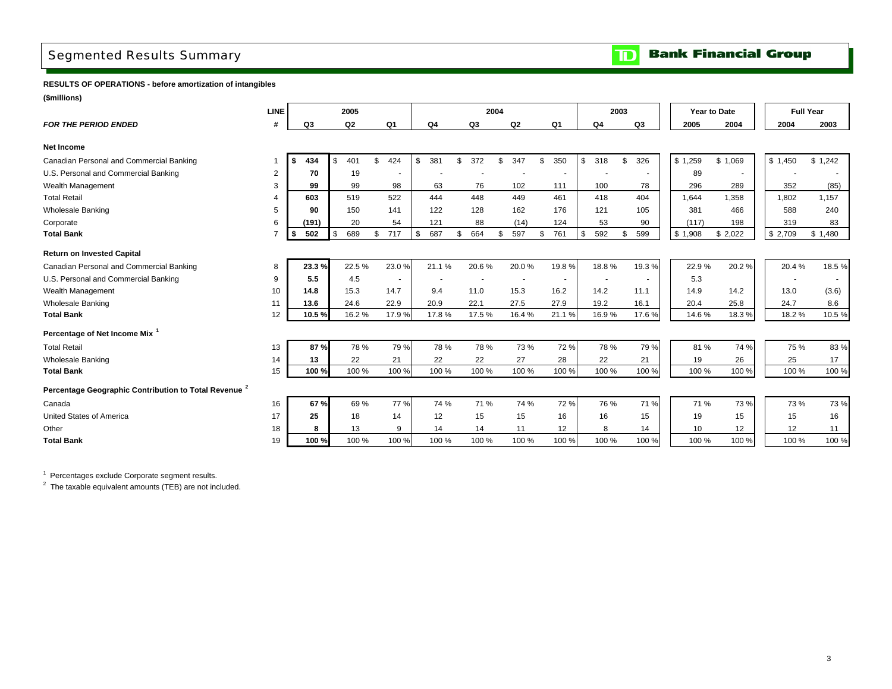# Segmented Results Summary

TD Bank Financial Group

**RESULTS OF OPERATIONS - before amortization of intangibles**

**($millions)**

| | LINE | 2005 | | | 2004 | | | | 2003 | | Year to Date | | Full Year | |
|---|---|---|---|---|---|---|---|---|---|---|---|---|---|---|
| ***FOR THE PERIOD ENDED*** | **#** | **Q3** | **Q2** | **Q1** | **Q4** | **Q3** | **Q2** | **Q1** | **Q4** | **Q3** | **2005** | **2004** | **2004** | **2003** |
| **Net Income** | | | | | | | | | | | | | | |
| Canadian Personal and Commercial Banking | 1 | **$ 434** | $ 401 | $ 424 | $ 381 | $ 372 | $ 347 | $ 350 | $ 318 | $ 326 | $ 1,259 | $ 1,069 | $ 1,450 | $ 1,242 |
| U.S. Personal and Commercial Banking | 2 | **70** | 19 | - | - | - | - | - | - | - | 89 | - | - | - |
| Wealth Management | 3 | **99** | 99 | 98 | 63 | 76 | 102 | 111 | 100 | 78 | 296 | 289 | 352 | (85) |
| Total Retail | 4 | **603** | 519 | 522 | 444 | 448 | 449 | 461 | 418 | 404 | 1,644 | 1,358 | 1,802 | 1,157 |
| Wholesale Banking | 5 | **90** | 150 | 141 | 122 | 128 | 162 | 176 | 121 | 105 | 381 | 466 | 588 | 240 |
| Corporate | 6 | **(191)** | 20 | 54 | 121 | 88 | (14) | 124 | 53 | 90 | (117) | 198 | 319 | 83 |
| **Total Bank** | 7 | **$ 502** | $ 689 | $ 717 | $ 687 | $ 664 | $ 597 | $ 761 | $ 592 | $ 599 | $ 1,908 | $ 2,022 | $ 2,709 | $ 1,480 |
| **Return on Invested Capital** | | | | | | | | | | | | | | |
| Canadian Personal and Commercial Banking | 8 | **23.3 %** | 22.5 % | 23.0 % | 21.1 % | 20.6 % | 20.0 % | 19.8 % | 18.8 % | 19.3 % | 22.9 % | 20.2 % | 20.4 % | 18.5 % |
| U.S. Personal and Commercial Banking | 9 | **5.5** | 4.5 | - | - | - | - | - | - | - | 5.3 | | - | - |
| Wealth Management | 10 | **14.8** | 15.3 | 14.7 | 9.4 | 11.0 | 15.3 | 16.2 | 14.2 | 11.1 | 14.9 | 14.2 | 13.0 | (3.6) |
| Wholesale Banking | 11 | **13.6** | 24.6 | 22.9 | 20.9 | 22.1 | 27.5 | 27.9 | 19.2 | 16.1 | 20.4 | 25.8 | 24.7 | 8.6 |
| **Total Bank** | 12 | **10.5 %** | 16.2 % | 17.9 % | 17.8 % | 17.5 % | 16.4 % | 21.1 % | 16.9 % | 17.6 % | 14.6 % | 18.3 % | 18.2 % | 10.5 % |
| **Percentage of Net Income Mix [1]** | | | | | | | | | | | | | | |
| Total Retail | 13 | **87 %** | 78 % | 79 % | 78 % | 78 % | 73 % | 72 % | 78 % | 79 % | 81 % | 74 % | 75 % | 83 % |
| Wholesale Banking | 14 | **13** | 22 | 21 | 22 | 22 | 27 | 28 | 22 | 21 | 19 | 26 | 25 | 17 |
| **Total Bank** | 15 | **100 %** | 100 % | 100 % | 100 % | 100 % | 100 % | 100 % | 100 % | 100 % | 100 % | 100 % | 100 % | 100 % |
| **Percentage Geographic Contribution to Total Revenue [2]** | | | | | | | | | | | | | | |
| Canada | 16 | **67 %** | 69 % | 77 % | 74 % | 71 % | 74 % | 72 % | 76 % | 71 % | 71 % | 73 % | 73 % | 73 % |
| United States of America | 17 | **25** | 18 | 14 | 12 | 15 | 15 | 16 | 16 | 15 | 19 | 15 | 15 | 16 |
| Other | 18 | **8** | 13 | 9 | 14 | 14 | 11 | 12 | 8 | 14 | 10 | 12 | 12 | 11 |
| **Total Bank** | 19 | **100 %** | 100 % | 100 % | 100 % | 100 % | 100 % | 100 % | 100 % | 100 % | 100 % | 100 % | 100 % | 100 % |

[1] Percentages exclude Corporate segment results.

[2] The taxable equivalent amounts (TEB) are not included.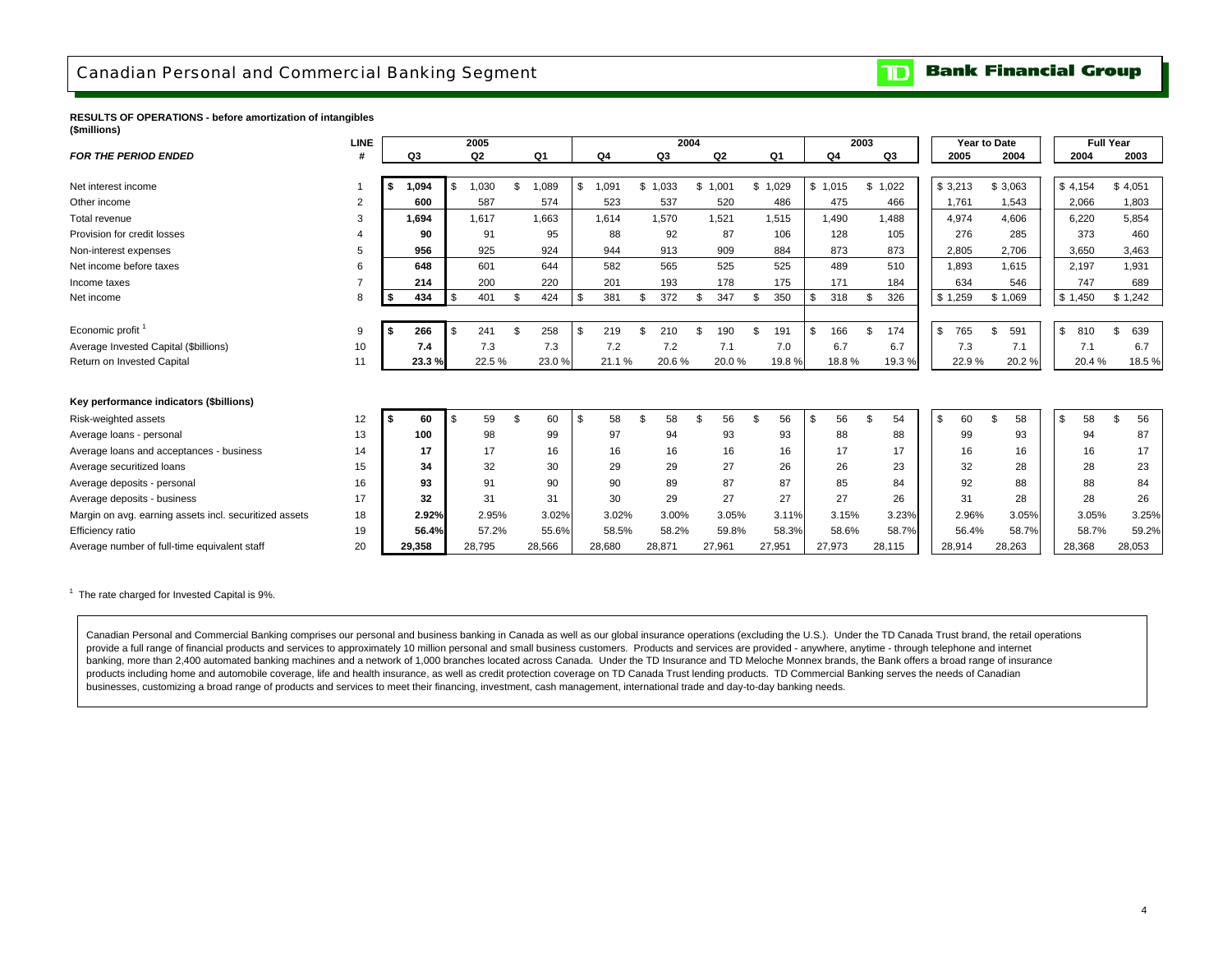# Canadian Personal and Commercial Banking Segment

**RESULTS OF OPERATIONS - before amortization of intangibles**
**($millions)**

| *FOR THE PERIOD ENDED* | LINE # | 2005 Q3 | 2005 Q2 | 2005 Q1 | 2004 Q4 | 2004 Q3 | 2004 Q2 | 2004 Q1 | 2003 Q4 | 2003 Q3 | Year to Date 2005 | Year to Date 2004 | Full Year 2004 | Full Year 2003 |
|---|---|---|---|---|---|---|---|---|---|---|---|---|---|---|
| Net interest income | 1 | **$ 1,094** | $ 1,030 | $ 1,089 | $ 1,091 | $ 1,033 | $ 1,001 | $ 1,029 | $ 1,015 | $ 1,022 | $ 3,213 | $ 3,063 | $ 4,154 | $ 4,051 |
| Other income | 2 | **600** | 587 | 574 | 523 | 537 | 520 | 486 | 475 | 466 | 1,761 | 1,543 | 2,066 | 1,803 |
| Total revenue | 3 | **1,694** | 1,617 | 1,663 | 1,614 | 1,570 | 1,521 | 1,515 | 1,490 | 1,488 | 4,974 | 4,606 | 6,220 | 5,854 |
| Provision for credit losses | 4 | **90** | 91 | 95 | 88 | 92 | 87 | 106 | 128 | 105 | 276 | 285 | 373 | 460 |
| Non-interest expenses | 5 | **956** | 925 | 924 | 944 | 913 | 909 | 884 | 873 | 873 | 2,805 | 2,706 | 3,650 | 3,463 |
| Net income before taxes | 6 | **648** | 601 | 644 | 582 | 565 | 525 | 525 | 489 | 510 | 1,893 | 1,615 | 2,197 | 1,931 |
| Income taxes | 7 | **214** | 200 | 220 | 201 | 193 | 178 | 175 | 171 | 184 | 634 | 546 | 747 | 689 |
| Net income | 8 | **$ 434** | $ 401 | $ 424 | $ 381 | $ 372 | $ 347 | $ 350 | $ 318 | $ 326 | $ 1,259 | $ 1,069 | $ 1,450 | $ 1,242 |
| Economic profit [1] | 9 | **$ 266** | $ 241 | $ 258 | $ 219 | $ 210 | $ 190 | $ 191 | $ 166 | $ 174 | $ 765 | $ 591 | $ 810 | $ 639 |
| Average Invested Capital ($billions) | 10 | **7.4** | 7.3 | 7.3 | 7.2 | 7.2 | 7.1 | 7.0 | 6.7 | 6.7 | 7.3 | 7.1 | 7.1 | 6.7 |
| Return on Invested Capital | 11 | **23.3 %** | 22.5 % | 23.0 % | 21.1 % | 20.6 % | 20.0 % | 19.8 % | 18.8 % | 19.3 % | 22.9 % | 20.2 % | 20.4 % | 18.5 % |
| **Key performance indicators ($billions)** | | | | | | | | | | | | | | |
| Risk-weighted assets | 12 | **$ 60** | $ 59 | $ 60 | $ 58 | $ 58 | $ 56 | $ 56 | $ 56 | $ 54 | $ 60 | $ 58 | $ 58 | $ 56 |
| Average loans - personal | 13 | **100** | 98 | 99 | 97 | 94 | 93 | 93 | 88 | 88 | 99 | 93 | 94 | 87 |
| Average loans and acceptances - business | 14 | **17** | 17 | 16 | 16 | 16 | 16 | 16 | 17 | 17 | 16 | 16 | 16 | 17 |
| Average securitized loans | 15 | **34** | 32 | 30 | 29 | 29 | 27 | 26 | 26 | 23 | 32 | 28 | 28 | 23 |
| Average deposits - personal | 16 | **93** | 91 | 90 | 90 | 89 | 87 | 87 | 85 | 84 | 92 | 88 | 88 | 84 |
| Average deposits - business | 17 | **32** | 31 | 31 | 30 | 29 | 27 | 27 | 27 | 26 | 31 | 28 | 28 | 26 |
| Margin on avg. earning assets incl. securitized assets | 18 | **2.92%** | 2.95% | 3.02% | 3.02% | 3.00% | 3.05% | 3.11% | 3.15% | 3.23% | 2.96% | 3.05% | 3.05% | 3.25% |
| Efficiency ratio | 19 | **56.4%** | 57.2% | 55.6% | 58.5% | 58.2% | 59.8% | 58.3% | 58.6% | 58.7% | 56.4% | 58.7% | 58.7% | 59.2% |
| Average number of full-time equivalent staff | 20 | **29,358** | 28,795 | 28,566 | 28,680 | 28,871 | 27,961 | 27,951 | 27,973 | 28,115 | 28,914 | 28,263 | 28,368 | 28,053 |

[1] The rate charged for Invested Capital is 9%.

Canadian Personal and Commercial Banking comprises our personal and business banking in Canada as well as our global insurance operations (excluding the U.S.). Under the TD Canada Trust brand, the retail operations provide a full range of financial products and services to approximately 10 million personal and small business customers. Products and services are provided - anywhere, anytime - through telephone and internet banking, more than 2,400 automated banking machines and a network of 1,000 branches located across Canada. Under the TD Insurance and TD Meloche Monnex brands, the Bank offers a broad range of insurance products including home and automobile coverage, life and health insurance, as well as credit protection coverage on TD Canada Trust lending products. TD Commercial Banking serves the needs of Canadian businesses, customizing a broad range of products and services to meet their financing, investment, cash management, international trade and day-to-day banking needs.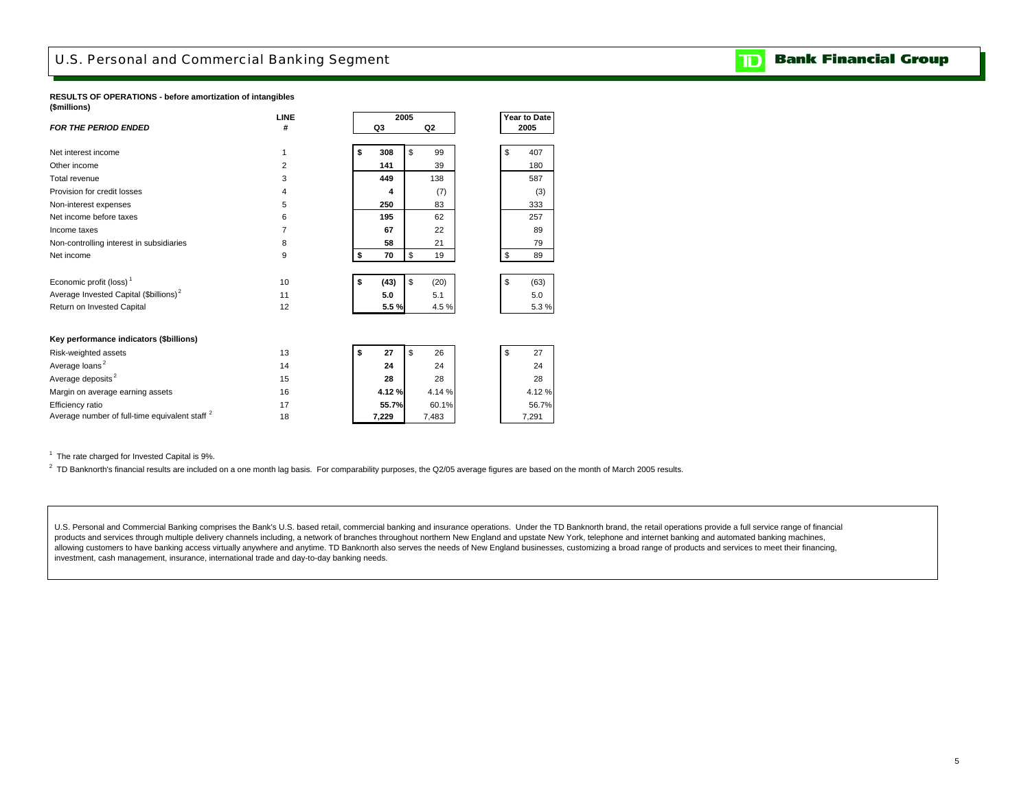# U.S. Personal and Commercial Banking Segment

**RESULTS OF OPERATIONS - before amortization of intangibles**
**($millions)**

| *FOR THE PERIOD ENDED* | LINE # | 2005 Q3 | 2005 Q2 | Year to Date 2005 |
|---|---|---|---|---|
| Net interest income | 1 | **$ 308** | $ 99 | $ 407 |
| Other income | 2 | **141** | 39 | 180 |
| Total revenue | 3 | **449** | 138 | 587 |
| Provision for credit losses | 4 | **4** | (7) | (3) |
| Non-interest expenses | 5 | **250** | 83 | 333 |
| Net income before taxes | 6 | **195** | 62 | 257 |
| Income taxes | 7 | **67** | 22 | 89 |
| Non-controlling interest in subsidiaries | 8 | **58** | 21 | 79 |
| Net income | 9 | **$ 70** | $ 19 | $ 89 |
| | | | | |
| Economic profit (loss) [1] | 10 | **$ (43)** | $ (20) | $ (63) |
| Average Invested Capital ($billions) [2] | 11 | **5.0** | 5.1 | 5.0 |
| Return on Invested Capital | 12 | **5.5 %** | 4.5 % | 5.3 % |
| | | | | |
| **Key performance indicators ($billions)** | | | | |
| Risk-weighted assets | 13 | **$ 27** | $ 26 | $ 27 |
| Average loans [2] | 14 | **24** | 24 | 24 |
| Average deposits [2] | 15 | **28** | 28 | 28 |
| Margin on average earning assets | 16 | **4.12 %** | 4.14 % | 4.12 % |
| Efficiency ratio | 17 | **55.7%** | 60.1% | 56.7% |
| Average number of full-time equivalent staff [2] | 18 | **7,229** | 7,483 | 7,291 |

[1] The rate charged for Invested Capital is 9%.

[2] TD Banknorth's financial results are included on a one month lag basis. For comparability purposes, the Q2/05 average figures are based on the month of March 2005 results.

U.S. Personal and Commercial Banking comprises the Bank's U.S. based retail, commercial banking and insurance operations. Under the TD Banknorth brand, the retail operations provide a full service range of financial products and services through multiple delivery channels including, a network of branches throughout northern New England and upstate New York, telephone and internet banking and automated banking machines, allowing customers to have banking access virtually anywhere and anytime. TD Banknorth also serves the needs of New England businesses, customizing a broad range of products and services to meet their financing, investment, cash management, insurance, international trade and day-to-day banking needs.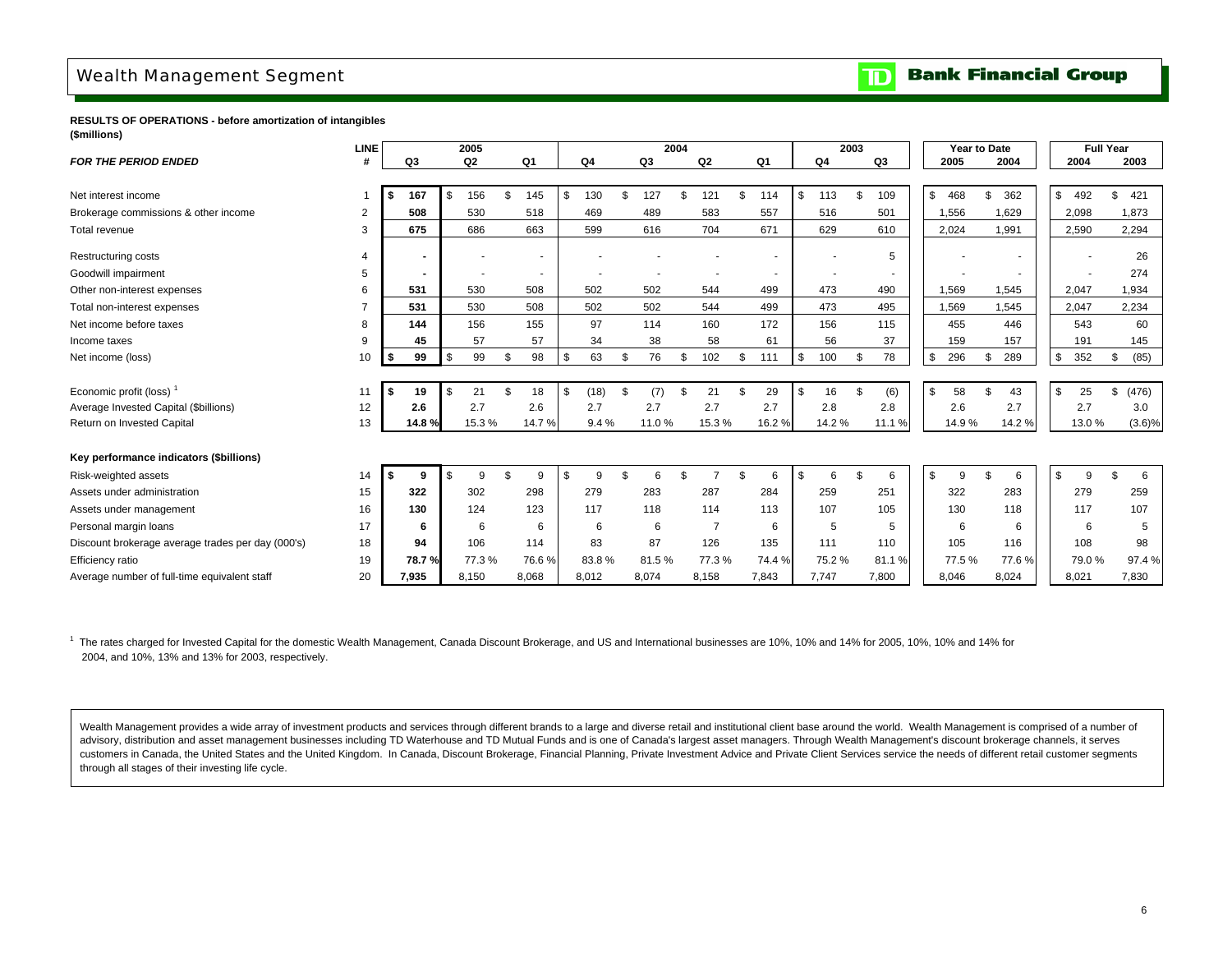# Wealth Management Segment

**RESULTS OF OPERATIONS - before amortization of intangibles**
**($millions)**

| *FOR THE PERIOD ENDED* | LINE # | 2005 Q3 | 2005 Q2 | 2005 Q1 | 2004 Q4 | 2004 Q3 | 2004 Q2 | 2004 Q1 | 2003 Q4 | 2003 Q3 | Year to Date 2005 | Year to Date 2004 | Full Year 2004 | Full Year 2003 |
|---|---|---|---|---|---|---|---|---|---|---|---|---|---|---|
| Net interest income | 1 | **$ 167** | $ 156 | $ 145 | $ 130 | $ 127 | $ 121 | $ 114 | $ 113 | $ 109 | $ 468 | $ 362 | $ 492 | $ 421 |
| Brokerage commissions & other income | 2 | **508** | 530 | 518 | 469 | 489 | 583 | 557 | 516 | 501 | 1,556 | 1,629 | 2,098 | 1,873 |
| Total revenue | 3 | **675** | 686 | 663 | 599 | 616 | 704 | 671 | 629 | 610 | 2,024 | 1,991 | 2,590 | 2,294 |
| Restructuring costs | 4 | **-** | - | - | - | - | - | - | - | 5 | - | - | - | 26 |
| Goodwill impairment | 5 | **-** | - | - | - | - | - | - | - | - | - | - | - | 274 |
| Other non-interest expenses | 6 | **531** | 530 | 508 | 502 | 502 | 544 | 499 | 473 | 490 | 1,569 | 1,545 | 2,047 | 1,934 |
| Total non-interest expenses | 7 | **531** | 530 | 508 | 502 | 502 | 544 | 499 | 473 | 495 | 1,569 | 1,545 | 2,047 | 2,234 |
| Net income before taxes | 8 | **144** | 156 | 155 | 97 | 114 | 160 | 172 | 156 | 115 | 455 | 446 | 543 | 60 |
| Income taxes | 9 | **45** | 57 | 57 | 34 | 38 | 58 | 61 | 56 | 37 | 159 | 157 | 191 | 145 |
| Net income (loss) | 10 | **$ 99** | $ 99 | $ 98 | $ 63 | $ 76 | $ 102 | $ 111 | $ 100 | $ 78 | $ 296 | $ 289 | $ 352 | $ (85) |
| Economic profit (loss) [1] | 11 | **$ 19** | $ 21 | $ 18 | $ (18) | $ (7) | $ 21 | $ 29 | $ 16 | $ (6) | $ 58 | $ 43 | $ 25 | $ (476) |
| Average Invested Capital ($billions) | 12 | **2.6** | 2.7 | 2.6 | 2.7 | 2.7 | 2.7 | 2.7 | 2.8 | 2.8 | 2.6 | 2.7 | 2.7 | 3.0 |
| Return on Invested Capital | 13 | **14.8 %** | 15.3 % | 14.7 % | 9.4 % | 11.0 % | 15.3 % | 16.2 % | 14.2 % | 11.1 % | 14.9 % | 14.2 % | 13.0 % | (3.6)% |
| **Key performance indicators ($billions)** | | | | | | | | | | | | | | |
| Risk-weighted assets | 14 | **$ 9** | $ 9 | $ 9 | $ 9 | $ 6 | $ 7 | $ 6 | $ 6 | $ 6 | $ 9 | $ 6 | $ 9 | $ 6 |
| Assets under administration | 15 | **322** | 302 | 298 | 279 | 283 | 287 | 284 | 259 | 251 | 322 | 283 | 279 | 259 |
| Assets under management | 16 | **130** | 124 | 123 | 117 | 118 | 114 | 113 | 107 | 105 | 130 | 118 | 117 | 107 |
| Personal margin loans | 17 | **6** | 6 | 6 | 6 | 6 | 7 | 6 | 5 | 5 | 6 | 6 | 6 | 5 |
| Discount brokerage average trades per day (000's) | 18 | **94** | 106 | 114 | 83 | 87 | 126 | 135 | 111 | 110 | 105 | 116 | 108 | 98 |
| Efficiency ratio | 19 | **78.7 %** | 77.3 % | 76.6 % | 83.8 % | 81.5 % | 77.3 % | 74.4 % | 75.2 % | 81.1 % | 77.5 % | 77.6 % | 79.0 % | 97.4 % |
| Average number of full-time equivalent staff | 20 | **7,935** | 8,150 | 8,068 | 8,012 | 8,074 | 8,158 | 7,843 | 7,747 | 7,800 | 8,046 | 8,024 | 8,021 | 7,830 |

[1] The rates charged for Invested Capital for the domestic Wealth Management, Canada Discount Brokerage, and US and International businesses are 10%, 10% and 14% for 2005, 10%, 10% and 14% for 2004, and 10%, 13% and 13% for 2003, respectively.

Wealth Management provides a wide array of investment products and services through different brands to a large and diverse retail and institutional client base around the world. Wealth Management is comprised of a number of advisory, distribution and asset management businesses including TD Waterhouse and TD Mutual Funds and is one of Canada's largest asset managers. Through Wealth Management's discount brokerage channels, it serves customers in Canada, the United States and the United Kingdom. In Canada, Discount Brokerage, Financial Planning, Private Investment Advice and Private Client Services service the needs of different retail customer segments through all stages of their investing life cycle.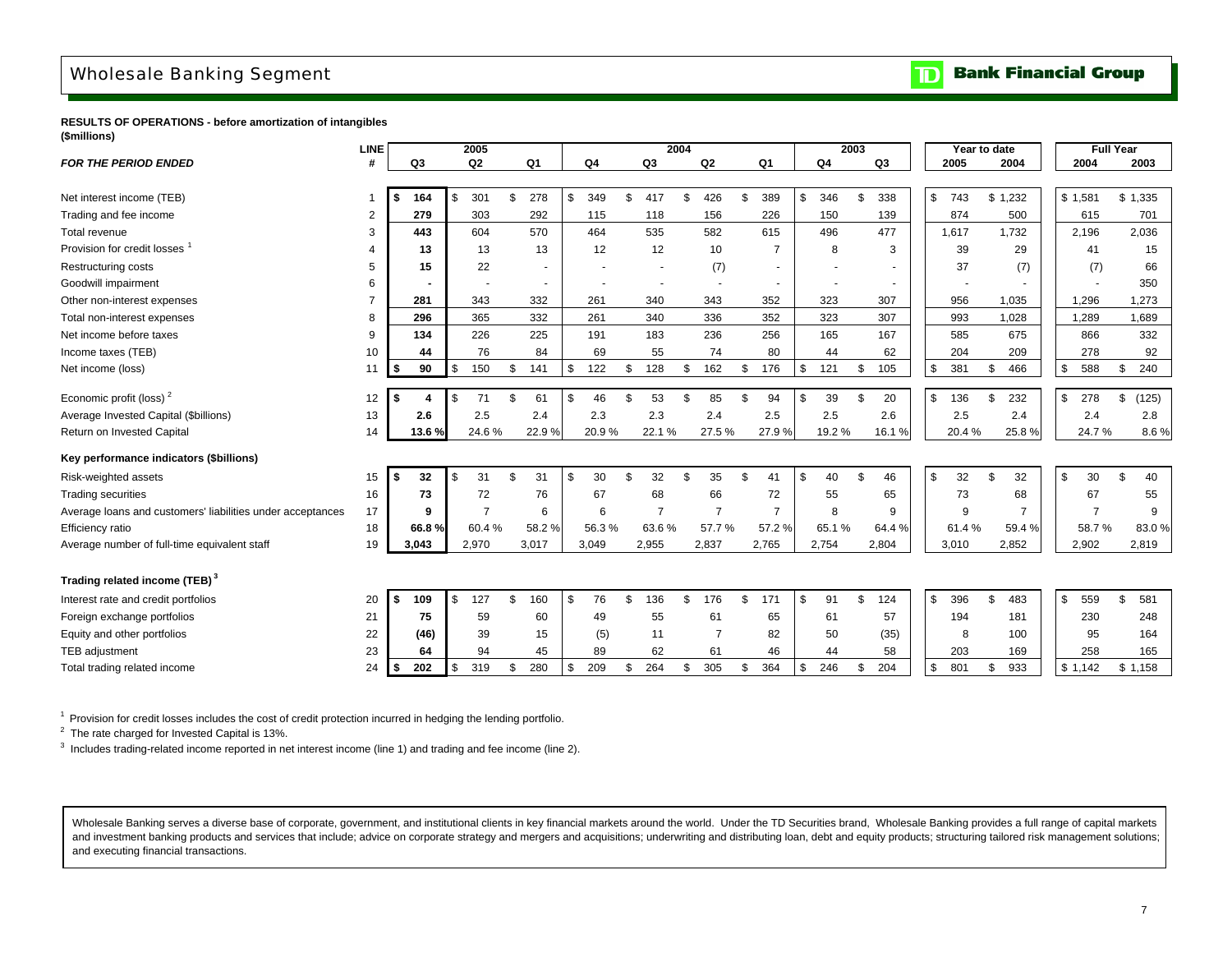# Wholesale Banking Segment

**RESULTS OF OPERATIONS - before amortization of intangibles**
**($millions)**

| *FOR THE PERIOD ENDED* | LINE # | 2005 Q3 | 2005 Q2 | 2005 Q1 | 2004 Q4 | 2004 Q3 | 2004 Q2 | 2004 Q1 | 2003 Q4 | 2003 Q3 | Year to date 2005 | Year to date 2004 | Full Year 2004 | Full Year 2003 |
|---|---|---|---|---|---|---|---|---|---|---|---|---|---|---|
| Net interest income (TEB) | 1 | **$ 164** | $ 301 | $ 278 | $ 349 | $ 417 | $ 426 | $ 389 | $ 346 | $ 338 | $ 743 | $ 1,232 | $ 1,581 | $ 1,335 |
| Trading and fee income | 2 | **279** | 303 | 292 | 115 | 118 | 156 | 226 | 150 | 139 | 874 | 500 | 615 | 701 |
| Total revenue | 3 | **443** | 604 | 570 | 464 | 535 | 582 | 615 | 496 | 477 | 1,617 | 1,732 | 2,196 | 2,036 |
| Provision for credit losses [1] | 4 | **13** | 13 | 13 | 12 | 12 | 10 | 7 | 8 | 3 | 39 | 29 | 41 | 15 |
| Restructuring costs | 5 | **15** | 22 | - | - | - | (7) | - | - | - | 37 | (7) | (7) | 66 |
| Goodwill impairment | 6 | **-** | - | - | - | - | - | - | - | - | - | - | - | 350 |
| Other non-interest expenses | 7 | **281** | 343 | 332 | 261 | 340 | 343 | 352 | 323 | 307 | 956 | 1,035 | 1,296 | 1,273 |
| Total non-interest expenses | 8 | **296** | 365 | 332 | 261 | 340 | 336 | 352 | 323 | 307 | 993 | 1,028 | 1,289 | 1,689 |
| Net income before taxes | 9 | **134** | 226 | 225 | 191 | 183 | 236 | 256 | 165 | 167 | 585 | 675 | 866 | 332 |
| Income taxes (TEB) | 10 | **44** | 76 | 84 | 69 | 55 | 74 | 80 | 44 | 62 | 204 | 209 | 278 | 92 |
| Net income (loss) | 11 | **$ 90** | $ 150 | $ 141 | $ 122 | $ 128 | $ 162 | $ 176 | $ 121 | $ 105 | $ 381 | $ 466 | $ 588 | $ 240 |
| | | | | | | | | | | | | | | |
| Economic profit (loss) [2] | 12 | **$ 4** | $ 71 | $ 61 | $ 46 | $ 53 | $ 85 | $ 94 | $ 39 | $ 20 | $ 136 | $ 232 | $ 278 | $ (125) |
| Average Invested Capital ($billions) | 13 | **2.6** | 2.5 | 2.4 | 2.3 | 2.3 | 2.4 | 2.5 | 2.5 | 2.6 | 2.5 | 2.4 | 2.4 | 2.8 |
| Return on Invested Capital | 14 | **13.6 %** | 24.6 % | 22.9 % | 20.9 % | 22.1 % | 27.5 % | 27.9 % | 19.2 % | 16.1 % | 20.4 % | 25.8 % | 24.7 % | 8.6 % |
| **Key performance indicators ($billions)** | | | | | | | | | | | | | | |
| Risk-weighted assets | 15 | **$ 32** | $ 31 | $ 31 | $ 30 | $ 32 | $ 35 | $ 41 | $ 40 | $ 46 | $ 32 | $ 32 | $ 30 | $ 40 |
| Trading securities | 16 | **73** | 72 | 76 | 67 | 68 | 66 | 72 | 55 | 65 | 73 | 68 | 67 | 55 |
| Average loans and customers' liabilities under acceptances | 17 | **9** | 7 | 6 | 6 | 7 | 7 | 7 | 8 | 9 | 9 | 7 | 7 | 9 |
| Efficiency ratio | 18 | **66.8 %** | 60.4 % | 58.2 % | 56.3 % | 63.6 % | 57.7 % | 57.2 % | 65.1 % | 64.4 % | 61.4 % | 59.4 % | 58.7 % | 83.0 % |
| Average number of full-time equivalent staff | 19 | **3,043** | 2,970 | 3,017 | 3,049 | 2,955 | 2,837 | 2,765 | 2,754 | 2,804 | 3,010 | 2,852 | 2,902 | 2,819 |
| **Trading related income (TEB) [3]** | | | | | | | | | | | | | | |
| Interest rate and credit portfolios | 20 | **$ 109** | $ 127 | $ 160 | $ 76 | $ 136 | $ 176 | $ 171 | $ 91 | $ 124 | $ 396 | $ 483 | $ 559 | $ 581 |
| Foreign exchange portfolios | 21 | **75** | 59 | 60 | 49 | 55 | 61 | 65 | 61 | 57 | 194 | 181 | 230 | 248 |
| Equity and other portfolios | 22 | **(46)** | 39 | 15 | (5) | 11 | 7 | 82 | 50 | (35) | 8 | 100 | 95 | 164 |
| TEB adjustment | 23 | **64** | 94 | 45 | 89 | 62 | 61 | 46 | 44 | 58 | 203 | 169 | 258 | 165 |
| Total trading related income | 24 | **$ 202** | $ 319 | $ 280 | $ 209 | $ 264 | $ 305 | $ 364 | $ 246 | $ 204 | $ 801 | $ 933 | $ 1,142 | $ 1,158 |

[1] Provision for credit losses includes the cost of credit protection incurred in hedging the lending portfolio.

[2] The rate charged for Invested Capital is 13%.

[3] Includes trading-related income reported in net interest income (line 1) and trading and fee income (line 2).

Wholesale Banking serves a diverse base of corporate, government, and institutional clients in key financial markets around the world. Under the TD Securities brand, Wholesale Banking provides a full range of capital markets and investment banking products and services that include; advice on corporate strategy and mergers and acquisitions; underwriting and distributing loan, debt and equity products; structuring tailored risk management solutions; and executing financial transactions.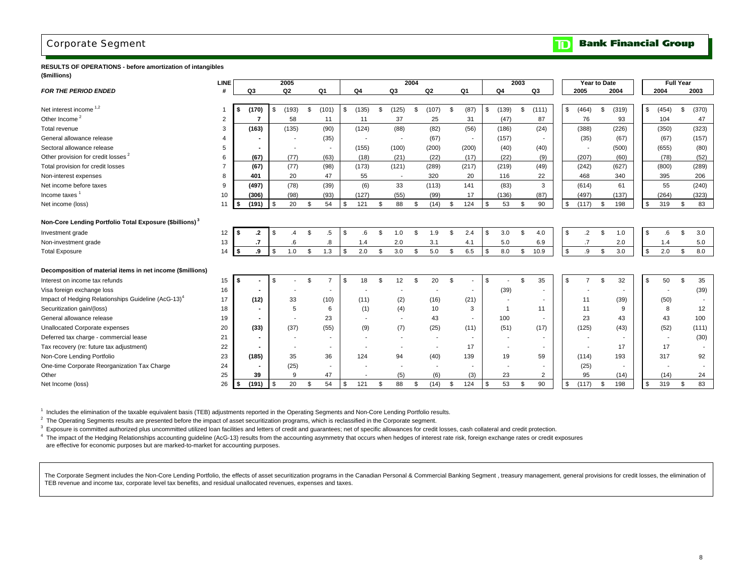# Corporate Segment

**RESULTS OF OPERATIONS - before amortization of intangibles**
**($millions)**

| *FOR THE PERIOD ENDED* | LINE # | 2005 Q3 | 2005 Q2 | 2005 Q1 | 2004 Q4 | 2004 Q3 | 2004 Q2 | 2004 Q1 | 2003 Q4 | 2003 Q3 | Year to Date 2005 | Year to Date 2004 | Full Year 2004 | Full Year 2003 |
|---|---|---|---|---|---|---|---|---|---|---|---|---|---|---|
| Net interest income [1,2] | 1 | **$ (170)** | $ (193) | $ (101) | $ (135) | $ (125) | $ (107) | $ (87) | $ (139) | $ (111) | $ (464) | $ (319) | $ (454) | $ (370) |
| Other Income [2] | 2 | **7** | 58 | 11 | 11 | 37 | 25 | 31 | (47) | 87 | 76 | 93 | 104 | 47 |
| Total revenue | 3 | **(163)** | (135) | (90) | (124) | (88) | (82) | (56) | (186) | (24) | (388) | (226) | (350) | (323) |
| General allowance release | 4 | **-** | - | (35) | - | - | (67) | - | (157) | - | (35) | (67) | (67) | (157) |
| Sectoral allowance release | 5 | **-** | - | - | (155) | (100) | (200) | (200) | (40) | (40) | - | (500) | (655) | (80) |
| Other provision for credit losses [2] | 6 | **(67)** | (77) | (63) | (18) | (21) | (22) | (17) | (22) | (9) | (207) | (60) | (78) | (52) |
| Total provision for credit losses | 7 | **(67)** | (77) | (98) | (173) | (121) | (289) | (217) | (219) | (49) | (242) | (627) | (800) | (289) |
| Non-interest expenses | 8 | **401** | 20 | 47 | 55 | - | 320 | 20 | 116 | 22 | 468 | 340 | 395 | 206 |
| Net income before taxes | 9 | **(497)** | (78) | (39) | (6) | 33 | (113) | 141 | (83) | 3 | (614) | 61 | 55 | (240) |
| Income taxes [1] | 10 | **(306)** | (98) | (93) | (127) | (55) | (99) | 17 | (136) | (87) | (497) | (137) | (264) | (323) |
| Net income (loss) | 11 | **$ (191)** | $ 20 | $ 54 | $ 121 | $ 88 | $ (14) | $ 124 | $ 53 | $ 90 | $ (117) | $ 198 | $ 319 | $ 83 |
| **Non-Core Lending Portfolio Total Exposure ($billions) [3]** | | | | | | | | | | | | | | |
| Investment grade | 12 | **$ .2** | $ .4 | $ .5 | $ .6 | $ 1.0 | $ 1.9 | $ 2.4 | $ 3.0 | $ 4.0 | $ .2 | $ 1.0 | $ .6 | $ 3.0 |
| Non-investment grade | 13 | **.7** | .6 | .8 | 1.4 | 2.0 | 3.1 | 4.1 | 5.0 | 6.9 | .7 | 2.0 | 1.4 | 5.0 |
| Total Exposure | 14 | **$ .9** | $ 1.0 | $ 1.3 | $ 2.0 | $ 3.0 | $ 5.0 | $ 6.5 | $ 8.0 | $ 10.9 | $ .9 | $ 3.0 | $ 2.0 | $ 8.0 |
| **Decomposition of material items in net income ($millions)** | | | | | | | | | | | | | | |
| Interest on income tax refunds | 15 | **$ -** | $ - | $ 7 | $ 18 | $ 12 | $ 20 | $ - | $ - | $ 35 | $ 7 | $ 32 | $ 50 | $ 35 |
| Visa foreign exchange loss | 16 | **-** | - | - | - | - | - | - | (39) | - | - | - | - | (39) |
| Impact of Hedging Relationships Guideline (AcG-13) [4] | 17 | **(12)** | 33 | (10) | (11) | (2) | (16) | (21) | - | - | 11 | (39) | (50) | - |
| Securitization gain/(loss) | 18 | **-** | 5 | 6 | (1) | (4) | 10 | 3 | 1 | 11 | 11 | 9 | 8 | 12 |
| General allowance release | 19 | **-** | - | 23 | - | - | 43 | - | 100 | - | 23 | 43 | 43 | 100 |
| Unallocated Corporate expenses | 20 | **(33)** | (37) | (55) | (9) | (7) | (25) | (11) | (51) | (17) | (125) | (43) | (52) | (111) |
| Deferred tax charge - commercial lease | 21 | **-** | - | - | - | - | - | - | - | - | - | - | - | (30) |
| Tax recovery (re: future tax adjustment) | 22 | **-** | - | - | - | - | - | 17 | - | - | - | 17 | 17 | - |
| Non-Core Lending Portfolio | 23 | **(185)** | 35 | 36 | 124 | 94 | (40) | 139 | 19 | 59 | (114) | 193 | 317 | 92 |
| One-time Corporate Reorganization Tax Charge | 24 | **-** | (25) | - | - | - | - | - | - | - | (25) | - | - | - |
| Other | 25 | **39** | 9 | 47 | - | (5) | (6) | (3) | 23 | 2 | 95 | (14) | (14) | 24 |
| Net Income (loss) | 26 | **$ (191)** | $ 20 | $ 54 | $ 121 | $ 88 | $ (14) | $ 124 | $ 53 | $ 90 | $ (117) | $ 198 | $ 319 | $ 83 |

[1] Includes the elimination of the taxable equivalent basis (TEB) adjustments reported in the Operating Segments and Non-Core Lending Portfolio results.

[2] The Operating Segments results are presented before the impact of asset securitization programs, which is reclassified in the Corporate segment.

[3] Exposure is committed authorized plus uncommitted utilized loan facilities and letters of credit and guarantees; net of specific allowances for credit losses, cash collateral and credit protection.

[4] The impact of the Hedging Relationships accounting guideline (AcG-13) results from the accounting asymmetry that occurs when hedges of interest rate risk, foreign exchange rates or credit exposures are effective for economic purposes but are marked-to-market for accounting purposes.

The Corporate Segment includes the Non-Core Lending Portfolio, the effects of asset securitization programs in the Canadian Personal & Commercial Banking Segment , treasury management, general provisions for credit losses, the elimination of TEB revenue and income tax, corporate level tax benefits, and residual unallocated revenues, expenses and taxes.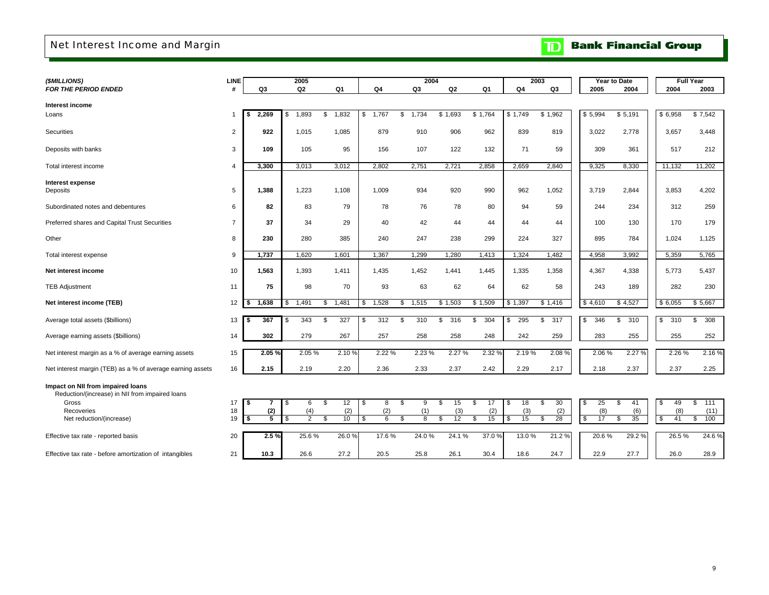# Net Interest Income and Margin

TD Bank Financial Group

| *($MILLIONS)* | LINE | 2005 | | | 2004 | | | | 2003 | | Year to Date | | Full Year | |
|---|---|---|---|---|---|---|---|---|---|---|---|---|---|---|
| ***FOR THE PERIOD ENDED*** | **#** | **Q3** | **Q2** | **Q1** | **Q4** | **Q3** | **Q2** | **Q1** | **Q4** | **Q3** | **2005** | **2004** | **2004** | **2003** |
| **Interest income** | | | | | | | | | | | | | | |
| Loans | 1 | **$ 2,269** | $ 1,893 | $ 1,832 | $ 1,767 | $ 1,734 | $ 1,693 | $ 1,764 | $ 1,749 | $ 1,962 | $ 5,994 | $ 5,191 | $ 6,958 | $ 7,542 |
| Securities | 2 | **922** | 1,015 | 1,085 | 879 | 910 | 906 | 962 | 839 | 819 | 3,022 | 2,778 | 3,657 | 3,448 |
| Deposits with banks | 3 | **109** | 105 | 95 | 156 | 107 | 122 | 132 | 71 | 59 | 309 | 361 | 517 | 212 |
| Total interest income | 4 | **3,300** | 3,013 | 3,012 | 2,802 | 2,751 | 2,721 | 2,858 | 2,659 | 2,840 | 9,325 | 8,330 | 11,132 | 11,202 |
| **Interest expense** | | | | | | | | | | | | | | |
| Deposits | 5 | **1,388** | 1,223 | 1,108 | 1,009 | 934 | 920 | 990 | 962 | 1,052 | 3,719 | 2,844 | 3,853 | 4,202 |
| Subordinated notes and debentures | 6 | **82** | 83 | 79 | 78 | 76 | 78 | 80 | 94 | 59 | 244 | 234 | 312 | 259 |
| Preferred shares and Capital Trust Securities | 7 | **37** | 34 | 29 | 40 | 42 | 44 | 44 | 44 | 44 | 100 | 130 | 170 | 179 |
| Other | 8 | **230** | 280 | 385 | 240 | 247 | 238 | 299 | 224 | 327 | 895 | 784 | 1,024 | 1,125 |
| Total interest expense | 9 | **1,737** | 1,620 | 1,601 | 1,367 | 1,299 | 1,280 | 1,413 | 1,324 | 1,482 | 4,958 | 3,992 | 5,359 | 5,765 |
| **Net interest income** | 10 | **1,563** | 1,393 | 1,411 | 1,435 | 1,452 | 1,441 | 1,445 | 1,335 | 1,358 | 4,367 | 4,338 | 5,773 | 5,437 |
| TEB Adjustment | 11 | **75** | 98 | 70 | 93 | 63 | 62 | 64 | 62 | 58 | 243 | 189 | 282 | 230 |
| **Net interest income (TEB)** | 12 | **$ 1,638** | $ 1,491 | $ 1,481 | $ 1,528 | $ 1,515 | $ 1,503 | $ 1,509 | $ 1,397 | $ 1,416 | $ 4,610 | $ 4,527 | $ 6,055 | $ 5,667 |
| Average total assets ($billions) | 13 | **$ 367** | $ 343 | $ 327 | $ 312 | $ 310 | $ 316 | $ 304 | $ 295 | $ 317 | $ 346 | $ 310 | $ 310 | $ 308 |
| Average earning assets ($billions) | 14 | **302** | 279 | 267 | 257 | 258 | 258 | 248 | 242 | 259 | 283 | 255 | 255 | 252 |
| Net interest margin as a % of average earning assets | 15 | **2.05 %** | 2.05 % | 2.10 % | 2.22 % | 2.23 % | 2.27 % | 2.32 % | 2.19 % | 2.08 % | 2.06 % | 2.27 % | 2.26 % | 2.16 % |
| Net interest margin (TEB) as a % of average earning assets | 16 | **2.15** | 2.19 | 2.20 | 2.36 | 2.33 | 2.37 | 2.42 | 2.29 | 2.17 | 2.18 | 2.37 | 2.37 | 2.25 |
| **Impact on NII from impaired loans** | | | | | | | | | | | | | | |
| Reduction/(increase) in NII from impaired loans | | | | | | | | | | | | | | |
| Gross | 17 | **$ 7** | $ 6 | $ 12 | $ 8 | $ 9 | $ 15 | $ 17 | $ 18 | $ 30 | $ 25 | $ 41 | $ 49 | $ 111 |
| Recoveries | 18 | **(2)** | (4) | (2) | (2) | (1) | (3) | (2) | (3) | (2) | (8) | (6) | (8) | (11) |
| Net reduction/(increase) | 19 | **$ 5** | $ 2 | $ 10 | $ 6 | $ 8 | $ 12 | $ 15 | $ 15 | $ 28 | $ 17 | $ 35 | $ 41 | $ 100 |
| Effective tax rate - reported basis | 20 | **2.5 %** | 25.6 % | 26.0 % | 17.6 % | 24.0 % | 24.1 % | 37.0 % | 13.0 % | 21.2 % | 20.6 % | 29.2 % | 26.5 % | 24.6 % |
| Effective tax rate - before amortization of intangibles | 21 | **10.3** | 26.6 | 27.2 | 20.5 | 25.8 | 26.1 | 30.4 | 18.6 | 24.7 | 22.9 | 27.7 | 26.0 | 28.9 |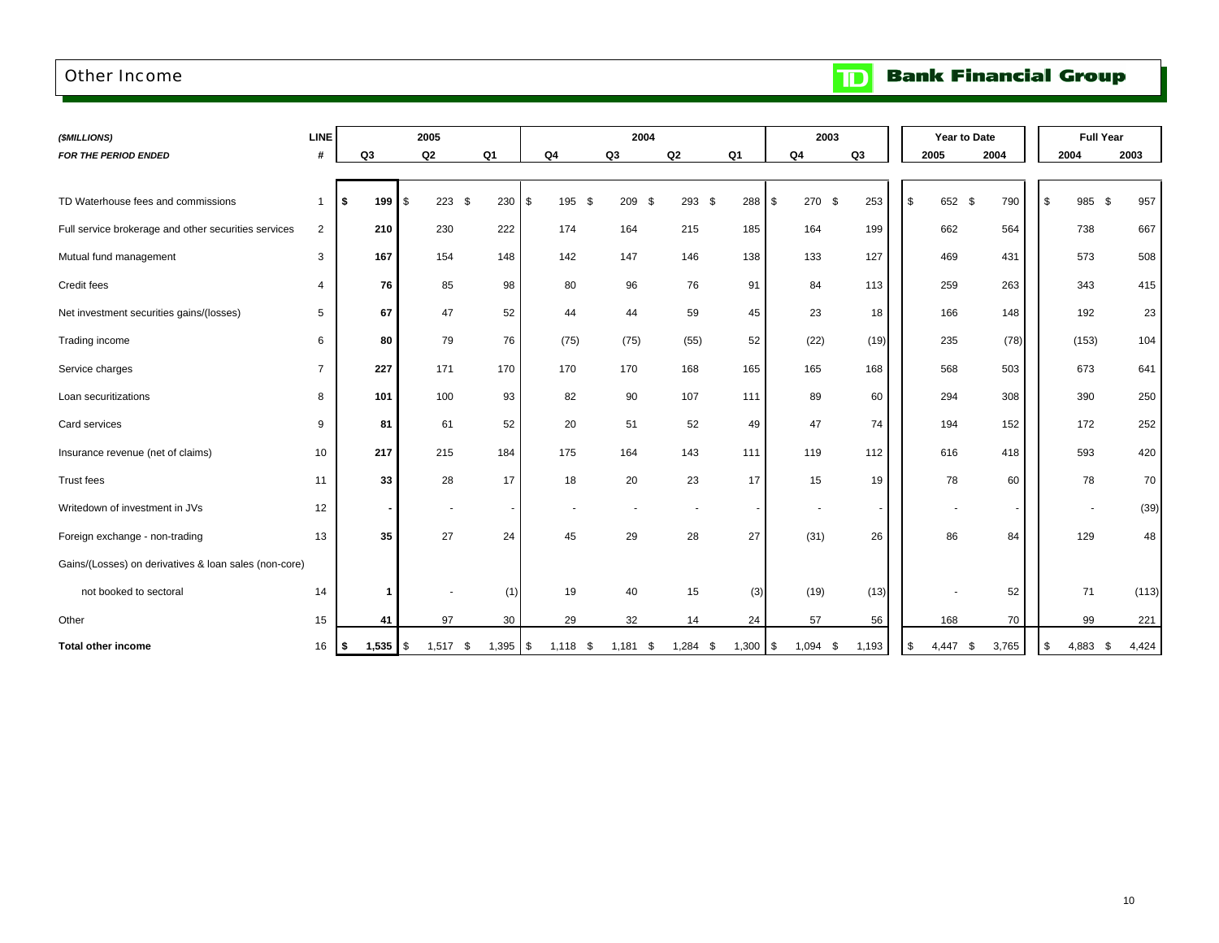# Other Income

TD Bank Financial Group

| ($MILLIONS) | LINE | 2005 | | | 2004 | | | | 2003 | | Year to Date | | Full Year | |
|---|---|---|---|---|---|---|---|---|---|---|---|---|---|---|
| FOR THE PERIOD ENDED | # | Q3 | Q2 | Q1 | Q4 | Q3 | Q2 | Q1 | Q4 | Q3 | 2005 | 2004 | 2004 | 2003 |
| TD Waterhouse fees and commissions | 1 | **$ 199** | $ 223 | $ 230 | $ 195 | $ 209 | $ 293 | $ 288 | $ 270 | $ 253 | $ 652 | $ 790 | $ 985 | $ 957 |
| Full service brokerage and other securities services | 2 | **210** | 230 | 222 | 174 | 164 | 215 | 185 | 164 | 199 | 662 | 564 | 738 | 667 |
| Mutual fund management | 3 | **167** | 154 | 148 | 142 | 147 | 146 | 138 | 133 | 127 | 469 | 431 | 573 | 508 |
| Credit fees | 4 | **76** | 85 | 98 | 80 | 96 | 76 | 91 | 84 | 113 | 259 | 263 | 343 | 415 |
| Net investment securities gains/(losses) | 5 | **67** | 47 | 52 | 44 | 44 | 59 | 45 | 23 | 18 | 166 | 148 | 192 | 23 |
| Trading income | 6 | **80** | 79 | 76 | (75) | (75) | (55) | 52 | (22) | (19) | 235 | (78) | (153) | 104 |
| Service charges | 7 | **227** | 171 | 170 | 170 | 170 | 168 | 165 | 165 | 168 | 568 | 503 | 673 | 641 |
| Loan securitizations | 8 | **101** | 100 | 93 | 82 | 90 | 107 | 111 | 89 | 60 | 294 | 308 | 390 | 250 |
| Card services | 9 | **81** | 61 | 52 | 20 | 51 | 52 | 49 | 47 | 74 | 194 | 152 | 172 | 252 |
| Insurance revenue (net of claims) | 10 | **217** | 215 | 184 | 175 | 164 | 143 | 111 | 119 | 112 | 616 | 418 | 593 | 420 |
| Trust fees | 11 | **33** | 28 | 17 | 18 | 20 | 23 | 17 | 15 | 19 | 78 | 60 | 78 | 70 |
| Writedown of investment in JVs | 12 | **-** | - | - | - | - | - | - | - | - | - | - | - | (39) |
| Foreign exchange - non-trading | 13 | **35** | 27 | 24 | 45 | 29 | 28 | 27 | (31) | 26 | 86 | 84 | 129 | 48 |
| Gains/(Losses) on derivatives & loan sales (non-core) | | | | | | | | | | | | | | |
| not booked to sectoral | 14 | **1** | - | (1) | 19 | 40 | 15 | (3) | (19) | (13) | - | 52 | 71 | (113) |
| Other | 15 | **41** | 97 | 30 | 29 | 32 | 14 | 24 | 57 | 56 | 168 | 70 | 99 | 221 |
| **Total other income** | 16 | **$ 1,535** | $ 1,517 | $ 1,395 | $ 1,118 | $ 1,181 | $ 1,284 | $ 1,300 | $ 1,094 | $ 1,193 | $ 4,447 | $ 3,765 | $ 4,883 | $ 4,424 |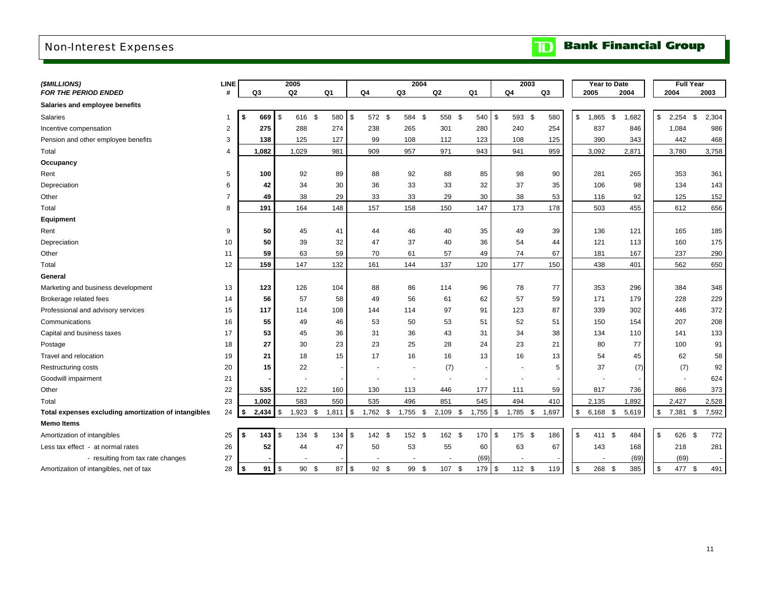# Non-Interest Expenses

TD Bank Financial Group

| ($MILLIONS) FOR THE PERIOD ENDED | LINE # | 2005 Q3 | 2005 Q2 | 2005 Q1 | 2004 Q4 | 2004 Q3 | 2004 Q2 | 2004 Q1 | 2003 Q4 | 2003 Q3 | Year to Date 2005 | Year to Date 2004 | Full Year 2004 | Full Year 2003 |
|---|---|---|---|---|---|---|---|---|---|---|---|---|---|---|
| **Salaries and employee benefits** | | | | | | | | | | | | | | |
| Salaries | 1 | **$ 669** | $ 616 | $ 580 | $ 572 | $ 584 | $ 558 | $ 540 | $ 593 | $ 580 | $ 1,865 | $ 1,682 | $ 2,254 | $ 2,304 |
| Incentive compensation | 2 | **275** | 288 | 274 | 238 | 265 | 301 | 280 | 240 | 254 | 837 | 846 | 1,084 | 986 |
| Pension and other employee benefits | 3 | **138** | 125 | 127 | 99 | 108 | 112 | 123 | 108 | 125 | 390 | 343 | 442 | 468 |
| Total | 4 | **1,082** | 1,029 | 981 | 909 | 957 | 971 | 943 | 941 | 959 | 3,092 | 2,871 | 3,780 | 3,758 |
| **Occupancy** | | | | | | | | | | | | | | |
| Rent | 5 | **100** | 92 | 89 | 88 | 92 | 88 | 85 | 98 | 90 | 281 | 265 | 353 | 361 |
| Depreciation | 6 | **42** | 34 | 30 | 36 | 33 | 33 | 32 | 37 | 35 | 106 | 98 | 134 | 143 |
| Other | 7 | **49** | 38 | 29 | 33 | 33 | 29 | 30 | 38 | 53 | 116 | 92 | 125 | 152 |
| Total | 8 | **191** | 164 | 148 | 157 | 158 | 150 | 147 | 173 | 178 | 503 | 455 | 612 | 656 |
| **Equipment** | | | | | | | | | | | | | | |
| Rent | 9 | **50** | 45 | 41 | 44 | 46 | 40 | 35 | 49 | 39 | 136 | 121 | 165 | 185 |
| Depreciation | 10 | **50** | 39 | 32 | 47 | 37 | 40 | 36 | 54 | 44 | 121 | 113 | 160 | 175 |
| Other | 11 | **59** | 63 | 59 | 70 | 61 | 57 | 49 | 74 | 67 | 181 | 167 | 237 | 290 |
| Total | 12 | **159** | 147 | 132 | 161 | 144 | 137 | 120 | 177 | 150 | 438 | 401 | 562 | 650 |
| **General** | | | | | | | | | | | | | | |
| Marketing and business development | 13 | **123** | 126 | 104 | 88 | 86 | 114 | 96 | 78 | 77 | 353 | 296 | 384 | 348 |
| Brokerage related fees | 14 | **56** | 57 | 58 | 49 | 56 | 61 | 62 | 57 | 59 | 171 | 179 | 228 | 229 |
| Professional and advisory services | 15 | **117** | 114 | 108 | 144 | 114 | 97 | 91 | 123 | 87 | 339 | 302 | 446 | 372 |
| Communications | 16 | **55** | 49 | 46 | 53 | 50 | 53 | 51 | 52 | 51 | 150 | 154 | 207 | 208 |
| Capital and business taxes | 17 | **53** | 45 | 36 | 31 | 36 | 43 | 31 | 34 | 38 | 134 | 110 | 141 | 133 |
| Postage | 18 | **27** | 30 | 23 | 23 | 25 | 28 | 24 | 23 | 21 | 80 | 77 | 100 | 91 |
| Travel and relocation | 19 | **21** | 18 | 15 | 17 | 16 | 16 | 13 | 16 | 13 | 54 | 45 | 62 | 58 |
| Restructuring costs | 20 | **15** | 22 | - | - | - | (7) | - | - | 5 | 37 | (7) | (7) | 92 |
| Goodwill impairment | 21 | **-** | - | - | - | - | - | - | - | - | - | - | - | 624 |
| Other | 22 | **535** | 122 | 160 | 130 | 113 | 446 | 177 | 111 | 59 | 817 | 736 | 866 | 373 |
| Total | 23 | **1,002** | 583 | 550 | 535 | 496 | 851 | 545 | 494 | 410 | 2,135 | 1,892 | 2,427 | 2,528 |
| **Total expenses excluding amortization of intangibles** | 24 | **$ 2,434** | $ 1,923 | $ 1,811 | $ 1,762 | $ 1,755 | $ 2,109 | $ 1,755 | $ 1,785 | $ 1,697 | $ 6,168 | $ 5,619 | $ 7,381 | $ 7,592 |
| **Memo Items** | | | | | | | | | | | | | | |
| Amortization of intangibles | 25 | **$ 143** | $ 134 | $ 134 | $ 142 | $ 152 | $ 162 | $ 170 | $ 175 | $ 186 | $ 411 | $ 484 | $ 626 | $ 772 |
| Less tax effect - at normal rates | 26 | **52** | 44 | 47 | 50 | 53 | 55 | 60 | 63 | 67 | 143 | 168 | 218 | 281 |
| - resulting from tax rate changes | 27 | **-** | - | - | - | - | - | (69) | - | - | - | (69) | (69) | - |
| Amortization of intangibles, net of tax | 28 | **$ 91** | $ 90 | $ 87 | $ 92 | $ 99 | $ 107 | $ 179 | $ 112 | $ 119 | $ 268 | $ 385 | $ 477 | $ 491 |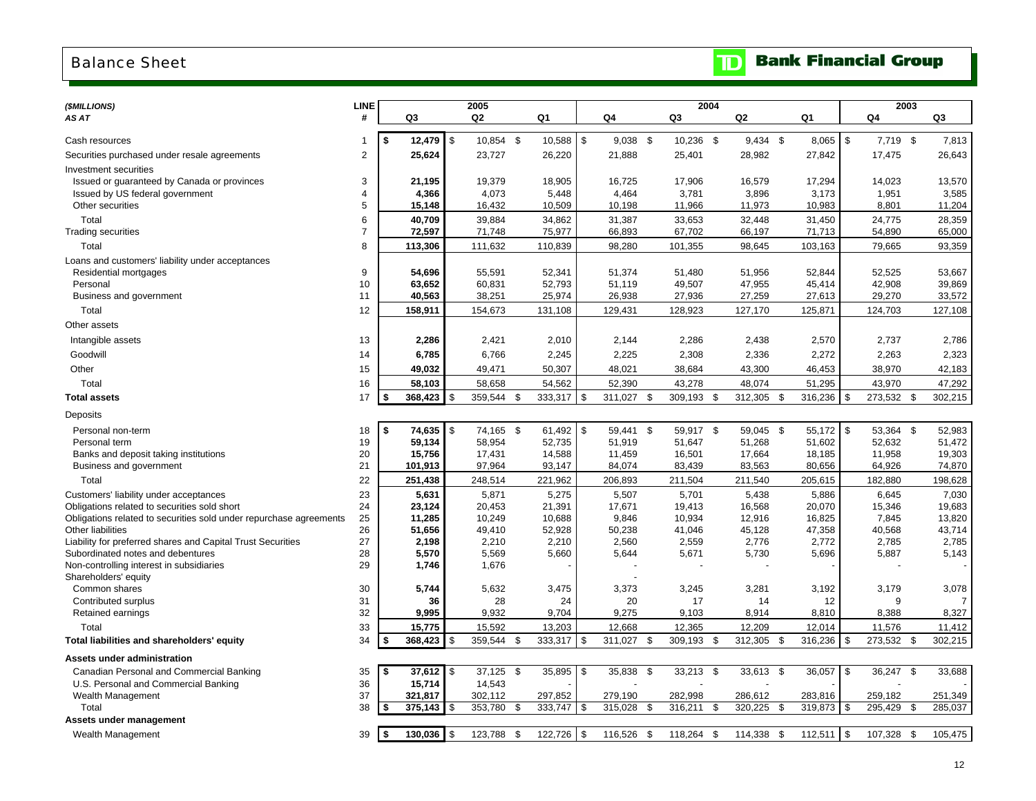# Balance Sheet

**TD Bank Financial Group**

| *($MILLIONS)* | LINE | 2005 | | | 2004 | | | | 2003 | |
|---|---|---|---|---|---|---|---|---|---|---|
| *AS AT* | # | Q3 | Q2 | Q1 | Q4 | Q3 | Q2 | Q1 | Q4 | Q3 |
| Cash resources | 1 | **$ 12,479** | $ 10,854 | $ 10,588 | $ 9,038 | $ 10,236 | $ 9,434 | $ 8,065 | $ 7,719 | $ 7,813 |
| Securities purchased under resale agreements | 2 | **25,624** | 23,727 | 26,220 | 21,888 | 25,401 | 28,982 | 27,842 | 17,475 | 26,643 |
| Investment securities | | | | | | | | | | |
| Issued or guaranteed by Canada or provinces | 3 | **21,195** | 19,379 | 18,905 | 16,725 | 17,906 | 16,579 | 17,294 | 14,023 | 13,570 |
| Issued by US federal government | 4 | **4,366** | 4,073 | 5,448 | 4,464 | 3,781 | 3,896 | 3,173 | 1,951 | 3,585 |
| Other securities | 5 | **15,148** | 16,432 | 10,509 | 10,198 | 11,966 | 11,973 | 10,983 | 8,801 | 11,204 |
| Total | 6 | **40,709** | 39,884 | 34,862 | 31,387 | 33,653 | 32,448 | 31,450 | 24,775 | 28,359 |
| Trading securities | 7 | **72,597** | 71,748 | 75,977 | 66,893 | 67,702 | 66,197 | 71,713 | 54,890 | 65,000 |
| Total | 8 | **113,306** | 111,632 | 110,839 | 98,280 | 101,355 | 98,645 | 103,163 | 79,665 | 93,359 |
| Loans and customers' liability under acceptances | | | | | | | | | | |
| Residential mortgages | 9 | **54,696** | 55,591 | 52,341 | 51,374 | 51,480 | 51,956 | 52,844 | 52,525 | 53,667 |
| Personal | 10 | **63,652** | 60,831 | 52,793 | 51,119 | 49,507 | 47,955 | 45,414 | 42,908 | 39,869 |
| Business and government | 11 | **40,563** | 38,251 | 25,974 | 26,938 | 27,936 | 27,259 | 27,613 | 29,270 | 33,572 |
| Total | 12 | **158,911** | 154,673 | 131,108 | 129,431 | 128,923 | 127,170 | 125,871 | 124,703 | 127,108 |
| Other assets | | | | | | | | | | |
| Intangible assets | 13 | **2,286** | 2,421 | 2,010 | 2,144 | 2,286 | 2,438 | 2,570 | 2,737 | 2,786 |
| Goodwill | 14 | **6,785** | 6,766 | 2,245 | 2,225 | 2,308 | 2,336 | 2,272 | 2,263 | 2,323 |
| Other | 15 | **49,032** | 49,471 | 50,307 | 48,021 | 38,684 | 43,300 | 46,453 | 38,970 | 42,183 |
| Total | 16 | **58,103** | 58,658 | 54,562 | 52,390 | 43,278 | 48,074 | 51,295 | 43,970 | 47,292 |
| **Total assets** | 17 | **$ 368,423** | $ 359,544 | $ 333,317 | $ 311,027 | $ 309,193 | $ 312,305 | $ 316,236 | $ 273,532 | $ 302,215 |
| Deposits | | | | | | | | | | |
| Personal non-term | 18 | **$ 74,635** | $ 74,165 | $ 61,492 | $ 59,441 | $ 59,917 | $ 59,045 | $ 55,172 | $ 53,364 | $ 52,983 |
| Personal term | 19 | **59,134** | 58,954 | 52,735 | 51,919 | 51,647 | 51,268 | 51,602 | 52,632 | 51,472 |
| Banks and deposit taking institutions | 20 | **15,756** | 17,431 | 14,588 | 11,459 | 16,501 | 17,664 | 18,185 | 11,958 | 19,303 |
| Business and government | 21 | **101,913** | 97,964 | 93,147 | 84,074 | 83,439 | 83,563 | 80,656 | 64,926 | 74,870 |
| Total | 22 | **251,438** | 248,514 | 221,962 | 206,893 | 211,504 | 211,540 | 205,615 | 182,880 | 198,628 |
| Customers' liability under acceptances | 23 | **5,631** | 5,871 | 5,275 | 5,507 | 5,701 | 5,438 | 5,886 | 6,645 | 7,030 |
| Obligations related to securities sold short | 24 | **23,124** | 20,453 | 21,391 | 17,671 | 19,413 | 16,568 | 20,070 | 15,346 | 19,683 |
| Obligations related to securities sold under repurchase agreements | 25 | **11,285** | 10,249 | 10,688 | 9,846 | 10,934 | 12,916 | 16,825 | 7,845 | 13,820 |
| Other liabilities | 26 | **51,656** | 49,410 | 52,928 | 50,238 | 41,046 | 45,128 | 47,358 | 40,568 | 43,714 |
| Liability for preferred shares and Capital Trust Securities | 27 | **2,198** | 2,210 | 2,210 | 2,560 | 2,559 | 2,776 | 2,772 | 2,785 | 2,785 |
| Subordinated notes and debentures | 28 | **5,570** | 5,569 | 5,660 | 5,644 | 5,671 | 5,730 | 5,696 | 5,887 | 5,143 |
| Non-controlling interest in subsidiaries | 29 | **1,746** | 1,676 | - | - | - | - | - | - | - |
| Shareholders' equity | | | | | - | | | | | |
| Common shares | 30 | **5,744** | 5,632 | 3,475 | 3,373 | 3,245 | 3,281 | 3,192 | 3,179 | 3,078 |
| Contributed surplus | 31 | **36** | 28 | 24 | 20 | 17 | 14 | 12 | 9 | 7 |
| Retained earnings | 32 | **9,995** | 9,932 | 9,704 | 9,275 | 9,103 | 8,914 | 8,810 | 8,388 | 8,327 |
| Total | 33 | **15,775** | 15,592 | 13,203 | 12,668 | 12,365 | 12,209 | 12,014 | 11,576 | 11,412 |
| **Total liabilities and shareholders' equity** | 34 | **$ 368,423** | $ 359,544 | $ 333,317 | $ 311,027 | $ 309,193 | $ 312,305 | $ 316,236 | $ 273,532 | $ 302,215 |
| **Assets under administration** | | | | | | | | | | |
| Canadian Personal and Commercial Banking | 35 | **$ 37,612** | $ 37,125 | $ 35,895 | $ 35,838 | $ 33,213 | $ 33,613 | $ 36,057 | $ 36,247 | $ 33,688 |
| U.S. Personal and Commercial Banking | 36 | **15,714** | 14,543 | - | - | - | - | - | - | - |
| Wealth Management | 37 | **321,817** | 302,112 | 297,852 | 279,190 | 282,998 | 286,612 | 283,816 | 259,182 | 251,349 |
| Total | 38 | **$ 375,143** | $ 353,780 | $ 333,747 | $ 315,028 | $ 316,211 | $ 320,225 | $ 319,873 | $ 295,429 | $ 285,037 |
| **Assets under management** | | | | | | | | | | |
| Wealth Management | 39 | **$ 130,036** | $ 123,788 | $ 122,726 | $ 116,526 | $ 118,264 | $ 114,338 | $ 112,511 | $ 107,328 | $ 105,475 |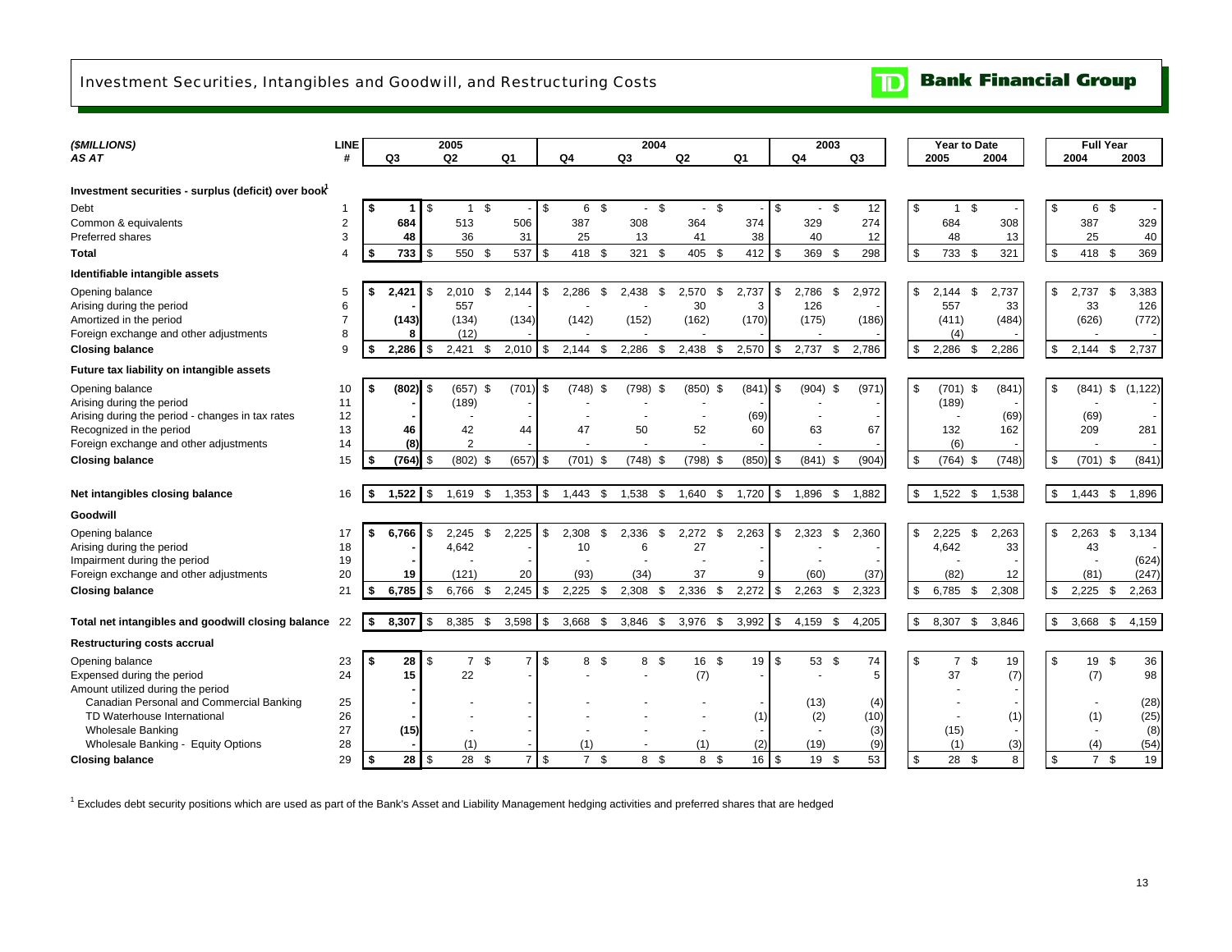# Investment Securities, Intangibles and Goodwill, and Restructuring Costs

**TD Bank Financial Group**

| *($MILLIONS)* *AS AT* | LINE # | 2005 Q3 | 2005 Q2 | 2005 Q1 | 2004 Q4 | 2004 Q3 | 2004 Q2 | 2004 Q1 | 2003 Q4 | 2003 Q3 | Year to Date 2005 | Year to Date 2004 | Full Year 2004 | Full Year 2003 |
|---|---|---|---|---|---|---|---|---|---|---|---|---|---|---|
| **Investment securities - surplus (deficit) over book[1]** | | | | | | | | | | | | | | |
| Debt | 1 | **$ 1** | $ 1 | $ - | $ 6 | $ - | $ - | $ - | $ - | $ 12 | $ 1 | $ - | $ 6 | $ - |
| Common & equivalents | 2 | **684** | 513 | 506 | 387 | 308 | 364 | 374 | 329 | 274 | 684 | 308 | 387 | 329 |
| Preferred shares | 3 | **48** | 36 | 31 | 25 | 13 | 41 | 38 | 40 | 12 | 48 | 13 | 25 | 40 |
| **Total** | 4 | **$ 733** | $ 550 | $ 537 | $ 418 | $ 321 | $ 405 | $ 412 | $ 369 | $ 298 | $ 733 | $ 321 | $ 418 | $ 369 |
| **Identifiable intangible assets** | | | | | | | | | | | | | | |
| Opening balance | 5 | **$ 2,421** | $ 2,010 | $ 2,144 | $ 2,286 | $ 2,438 | $ 2,570 | $ 2,737 | $ 2,786 | $ 2,972 | $ 2,144 | $ 2,737 | $ 2,737 | $ 3,383 |
| Arising during the period | 6 | **-** | 557 | - | - | - | 30 | 3 | 126 | - | 557 | 33 | 33 | 126 |
| Amortized in the period | 7 | **(143)** | (134) | (134) | (142) | (152) | (162) | (170) | (175) | (186) | (411) | (484) | (626) | (772) |
| Foreign exchange and other adjustments | 8 | **8** | (12) | - | - | - | - | - | - | - | (4) | - | - | - |
| **Closing balance** | 9 | **$ 2,286** | $ 2,421 | $ 2,010 | $ 2,144 | $ 2,286 | $ 2,438 | $ 2,570 | $ 2,737 | $ 2,786 | $ 2,286 | $ 2,286 | $ 2,144 | $ 2,737 |
| **Future tax liability on intangible assets** | | | | | | | | | | | | | | |
| Opening balance | 10 | **$ (802)** | $ (657) | $ (701) | $ (748) | $ (798) | $ (850) | $ (841) | $ (904) | $ (971) | $ (701) | $ (841) | $ (841) | $ (1,122) |
| Arising during the period | 11 | **-** | (189) | - | - | - | - | - | - | - | (189) | - | - | - |
| Arising during the period - changes in tax rates | 12 | **-** | - | - | - | - | - | (69) | - | - | - | (69) | (69) | - |
| Recognized in the period | 13 | **46** | 42 | 44 | 47 | 50 | 52 | 60 | 63 | 67 | 132 | 162 | 209 | 281 |
| Foreign exchange and other adjustments | 14 | **(8)** | 2 | - | - | - | - | - | - | - | (6) | - | - | - |
| **Closing balance** | 15 | **$ (764)** | $ (802) | $ (657) | $ (701) | $ (748) | $ (798) | $ (850) | $ (841) | $ (904) | $ (764) | $ (748) | $ (701) | $ (841) |
| **Net intangibles closing balance** | 16 | **$ 1,522** | $ 1,619 | $ 1,353 | $ 1,443 | $ 1,538 | $ 1,640 | $ 1,720 | $ 1,896 | $ 1,882 | $ 1,522 | $ 1,538 | $ 1,443 | $ 1,896 |
| **Goodwill** | | | | | | | | | | | | | | |
| Opening balance | 17 | **$ 6,766** | $ 2,245 | $ 2,225 | $ 2,308 | $ 2,336 | $ 2,272 | $ 2,263 | $ 2,323 | $ 2,360 | $ 2,225 | $ 2,263 | $ 2,263 | $ 3,134 |
| Arising during the period | 18 | **-** | 4,642 | - | 10 | 6 | 27 | - | - | - | 4,642 | 33 | 43 | - |
| Impairment during the period | 19 | **-** | - | - | - | - | - | - | - | - | - | - | - | (624) |
| Foreign exchange and other adjustments | 20 | **19** | (121) | 20 | (93) | (34) | 37 | 9 | (60) | (37) | (82) | 12 | (81) | (247) |
| **Closing balance** | 21 | **$ 6,785** | $ 6,766 | $ 2,245 | $ 2,225 | $ 2,308 | $ 2,336 | $ 2,272 | $ 2,263 | $ 2,323 | $ 6,785 | $ 2,308 | $ 2,225 | $ 2,263 |
| **Total net intangibles and goodwill closing balance** | 22 | **$ 8,307** | $ 8,385 | $ 3,598 | $ 3,668 | $ 3,846 | $ 3,976 | $ 3,992 | $ 4,159 | $ 4,205 | $ 8,307 | $ 3,846 | $ 3,668 | $ 4,159 |
| **Restructuring costs accrual** | | | | | | | | | | | | | | |
| Opening balance | 23 | **$ 28** | $ 7 | $ 7 | $ 8 | $ 8 | $ 16 | $ 19 | $ 53 | $ 74 | $ 7 | $ 19 | $ 19 | $ 36 |
| Expensed during the period | 24 | **15** | 22 | - | - | - | (7) | - | - | 5 | 37 | (7) | (7) | 98 |
| Amount utilized during the period | | **-** | | | | | | | | | - | - | | |
| Canadian Personal and Commercial Banking | 25 | **-** | - | - | - | - | - | - | (13) | (4) | - | - | - | (28) |
| TD Waterhouse International | 26 | **-** | - | - | - | - | - | (1) | (2) | (10) | - | (1) | (1) | (25) |
| Wholesale Banking | 27 | **(15)** | - | - | - | - | - | - | - | (3) | (15) | - | - | (8) |
| Wholesale Banking - Equity Options | 28 | **-** | (1) | - | (1) | - | (1) | (2) | (19) | (9) | (1) | (3) | (4) | (54) |
| **Closing balance** | 29 | **$ 28** | $ 28 | $ 7 | $ 7 | $ 8 | $ 8 | $ 16 | $ 19 | $ 53 | $ 28 | $ 8 | $ 7 | $ 19 |

[1] Excludes debt security positions which are used as part of the Bank's Asset and Liability Management hedging activities and preferred shares that are hedged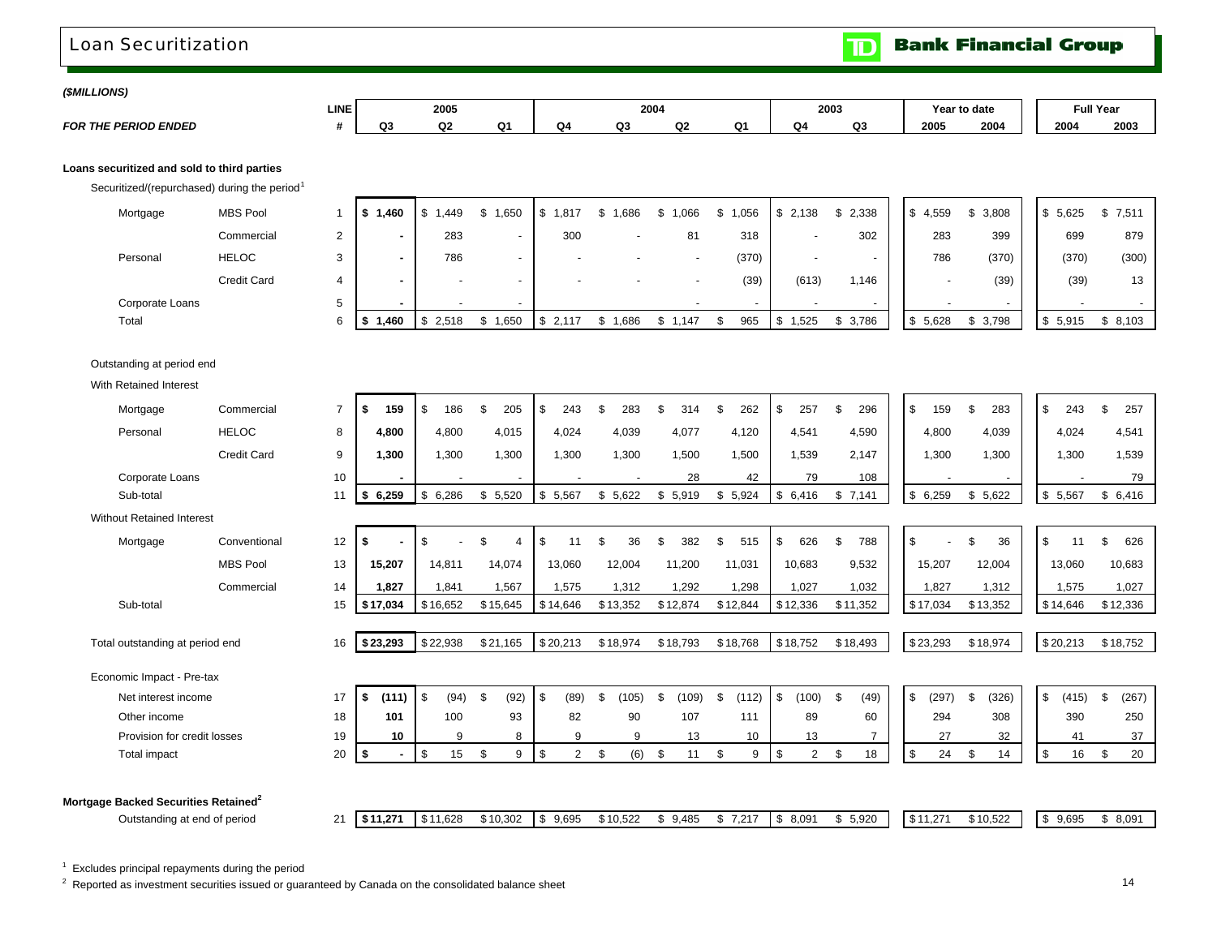# Loan Securitization

***($MILLIONS)***

| *FOR THE PERIOD ENDED* | | LINE # | 2005 Q3 | 2005 Q2 | 2005 Q1 | 2004 Q4 | 2004 Q3 | 2004 Q2 | 2004 Q1 | 2003 Q4 | 2003 Q3 | Year to date 2005 | Year to date 2004 | Full Year 2004 | Full Year 2003 |
|---|---|---|---|---|---|---|---|---|---|---|---|---|---|---|---|
| **Loans securitized and sold to third parties** | | | | | | | | | | | | | | | |
| Securitized/(repurchased) during the period[1] | | | | | | | | | | | | | | | |
| Mortgage | MBS Pool | 1 | **$ 1,460** | $ 1,449 | $ 1,650 | $ 1,817 | $ 1,686 | $ 1,066 | $ 1,056 | $ 2,138 | $ 2,338 | $ 4,559 | $ 3,808 | $ 5,625 | $ 7,511 |
| | Commercial | 2 | **-** | 283 | - | 300 | - | 81 | 318 | - | 302 | 283 | 399 | 699 | 879 |
| Personal | HELOC | 3 | **-** | 786 | - | - | - | - | (370) | - | - | 786 | (370) | (370) | (300) |
| | Credit Card | 4 | **-** | - | - | - | - | - | (39) | (613) | 1,146 | - | (39) | (39) | 13 |
| Corporate Loans | | 5 | **-** | - | - | | | - | - | - | - | - | - | - | - |
| Total | | 6 | **$ 1,460** | $ 2,518 | $ 1,650 | $ 2,117 | $ 1,686 | $ 1,147 | $ 965 | $ 1,525 | $ 3,786 | $ 5,628 | $ 3,798 | $ 5,915 | $ 8,103 |
| Outstanding at period end | | | | | | | | | | | | | | | |
| With Retained Interest | | | | | | | | | | | | | | | |
| Mortgage | Commercial | 7 | **$ 159** | $ 186 | $ 205 | $ 243 | $ 283 | $ 314 | $ 262 | $ 257 | $ 296 | $ 159 | $ 283 | $ 243 | $ 257 |
| Personal | HELOC | 8 | **4,800** | 4,800 | 4,015 | 4,024 | 4,039 | 4,077 | 4,120 | 4,541 | 4,590 | 4,800 | 4,039 | 4,024 | 4,541 |
| | Credit Card | 9 | **1,300** | 1,300 | 1,300 | 1,300 | 1,300 | 1,500 | 1,500 | 1,539 | 2,147 | 1,300 | 1,300 | 1,300 | 1,539 |
| Corporate Loans | | 10 | **-** | - | - | - | - | 28 | 42 | 79 | 108 | - | - | - | 79 |
| Sub-total | | 11 | **$ 6,259** | $ 6,286 | $ 5,520 | $ 5,567 | $ 5,622 | $ 5,919 | $ 5,924 | $ 6,416 | $ 7,141 | $ 6,259 | $ 5,622 | $ 5,567 | $ 6,416 |
| Without Retained Interest | | | | | | | | | | | | | | | |
| Mortgage | Conventional | 12 | **$ -** | $ - | $ 4 | $ 11 | $ 36 | $ 382 | $ 515 | $ 626 | $ 788 | $ - | $ 36 | $ 11 | $ 626 |
| | MBS Pool | 13 | **15,207** | 14,811 | 14,074 | 13,060 | 12,004 | 11,200 | 11,031 | 10,683 | 9,532 | 15,207 | 12,004 | 13,060 | 10,683 |
| | Commercial | 14 | **1,827** | 1,841 | 1,567 | 1,575 | 1,312 | 1,292 | 1,298 | 1,027 | 1,032 | 1,827 | 1,312 | 1,575 | 1,027 |
| Sub-total | | 15 | **$ 17,034** | $ 16,652 | $ 15,645 | $ 14,646 | $ 13,352 | $ 12,874 | $ 12,844 | $ 12,336 | $ 11,352 | $ 17,034 | $ 13,352 | $ 14,646 | $ 12,336 |
| Total outstanding at period end | | 16 | **$ 23,293** | $ 22,938 | $ 21,165 | $ 20,213 | $ 18,974 | $ 18,793 | $ 18,768 | $ 18,752 | $ 18,493 | $ 23,293 | $ 18,974 | $ 20,213 | $ 18,752 |
| Economic Impact - Pre-tax | | | | | | | | | | | | | | | |
| Net interest income | | 17 | **$ (111)** | $ (94) | $ (92) | $ (89) | $ (105) | $ (109) | $ (112) | $ (100) | $ (49) | $ (297) | $ (326) | $ (415) | $ (267) |
| Other income | | 18 | **101** | 100 | 93 | 82 | 90 | 107 | 111 | 89 | 60 | 294 | 308 | 390 | 250 |
| Provision for credit losses | | 19 | **10** | 9 | 8 | 9 | 9 | 13 | 10 | 13 | 7 | 27 | 32 | 41 | 37 |
| Total impact | | 20 | **$ -** | $ 15 | $ 9 | $ 2 | $ (6) | $ 11 | $ 9 | $ 2 | $ 18 | $ 24 | $ 14 | $ 16 | $ 20 |
| **Mortgage Backed Securities Retained[2]** | | | | | | | | | | | | | | | |
| Outstanding at end of period | | 21 | **$ 11,271** | $ 11,628 | $ 10,302 | $ 9,695 | $ 10,522 | $ 9,485 | $ 7,217 | $ 8,091 | $ 5,920 | $ 11,271 | $ 10,522 | $ 9,695 | $ 8,091 |

[1] Excludes principal repayments during the period

[2] Reported as investment securities issued or guaranteed by Canada on the consolidated balance sheet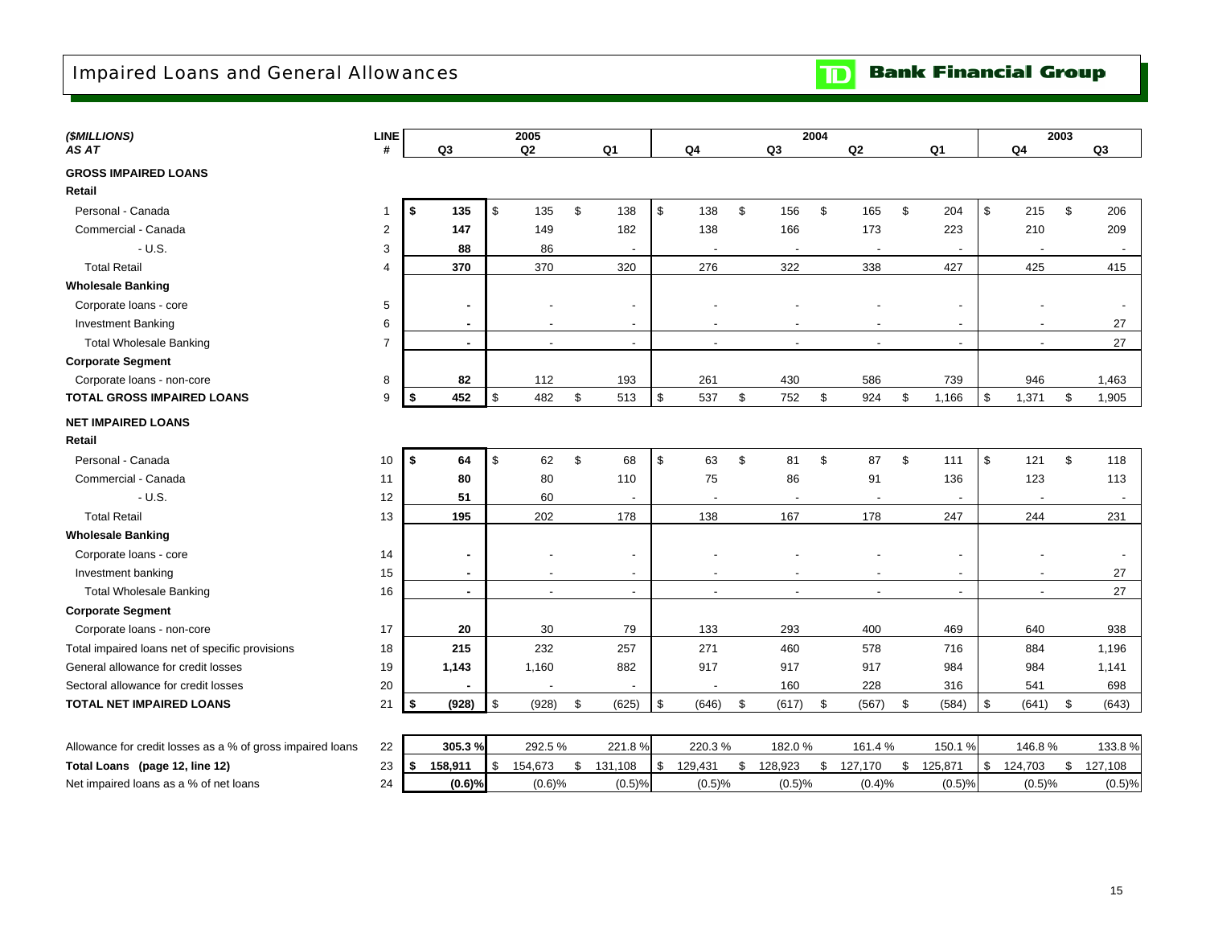# Impaired Loans and General Allowances

**TD Bank Financial Group**

| *($MILLIONS)* | LINE | 2005 | | | 2004 | | | | 2003 | |
|---|---|---|---|---|---|---|---|---|---|---|
| *AS AT* | # | Q3 | Q2 | Q1 | Q4 | Q3 | Q2 | Q1 | Q4 | Q3 |
| **GROSS IMPAIRED LOANS** | | | | | | | | | | |
| **Retail** | | | | | | | | | | |
| Personal - Canada | 1 | **$ 135** | $ 135 | $ 138 | $ 138 | $ 156 | $ 165 | $ 204 | $ 215 | $ 206 |
| Commercial - Canada | 2 | **147** | 149 | 182 | 138 | 166 | 173 | 223 | 210 | 209 |
| - U.S. | 3 | **88** | 86 | - | - | - | - | - | - | - |
| Total Retail | 4 | **370** | 370 | 320 | 276 | 322 | 338 | 427 | 425 | 415 |
| **Wholesale Banking** | | | | | | | | | | |
| Corporate loans - core | 5 | **-** | - | - | - | - | - | - | - | - |
| Investment Banking | 6 | **-** | - | - | - | - | - | - | - | 27 |
| Total Wholesale Banking | 7 | **-** | - | - | - | - | - | - | - | 27 |
| **Corporate Segment** | | | | | | | | | | |
| Corporate loans - non-core | 8 | **82** | 112 | 193 | 261 | 430 | 586 | 739 | 946 | 1,463 |
| **TOTAL GROSS IMPAIRED LOANS** | 9 | **$ 452** | $ 482 | $ 513 | $ 537 | $ 752 | $ 924 | $ 1,166 | $ 1,371 | $ 1,905 |
| **NET IMPAIRED LOANS** | | | | | | | | | | |
| **Retail** | | | | | | | | | | |
| Personal - Canada | 10 | **$ 64** | $ 62 | $ 68 | $ 63 | $ 81 | $ 87 | $ 111 | $ 121 | $ 118 |
| Commercial - Canada | 11 | **80** | 80 | 110 | 75 | 86 | 91 | 136 | 123 | 113 |
| - U.S. | 12 | **51** | 60 | - | - | - | - | - | - | - |
| Total Retail | 13 | **195** | 202 | 178 | 138 | 167 | 178 | 247 | 244 | 231 |
| **Wholesale Banking** | | | | | | | | | | |
| Corporate loans - core | 14 | **-** | - | - | - | - | - | - | - | - |
| Investment banking | 15 | **-** | - | - | - | - | - | - | - | 27 |
| Total Wholesale Banking | 16 | **-** | - | - | - | - | - | - | - | 27 |
| **Corporate Segment** | | | | | | | | | | |
| Corporate loans - non-core | 17 | **20** | 30 | 79 | 133 | 293 | 400 | 469 | 640 | 938 |
| Total impaired loans net of specific provisions | 18 | **215** | 232 | 257 | 271 | 460 | 578 | 716 | 884 | 1,196 |
| General allowance for credit losses | 19 | **1,143** | 1,160 | 882 | 917 | 917 | 917 | 984 | 984 | 1,141 |
| Sectoral allowance for credit losses | 20 | **-** | - | - | - | 160 | 228 | 316 | 541 | 698 |
| **TOTAL NET IMPAIRED LOANS** | 21 | **$ (928)** | $ (928) | $ (625) | $ (646) | $ (617) | $ (567) | $ (584) | $ (641) | $ (643) |
| Allowance for credit losses as a % of gross impaired loans | 22 | **305.3 %** | 292.5 % | 221.8 % | 220.3 % | 182.0 % | 161.4 % | 150.1 % | 146.8 % | 133.8 % |
| **Total Loans (page 12, line 12)** | 23 | **$ 158,911** | $ 154,673 | $ 131,108 | $ 129,431 | $ 128,923 | $ 127,170 | $ 125,871 | $ 124,703 | $ 127,108 |
| Net impaired loans as a % of net loans | 24 | **(0.6)%** | (0.6)% | (0.5)% | (0.5)% | (0.5)% | (0.4)% | (0.5)% | (0.5)% | (0.5)% |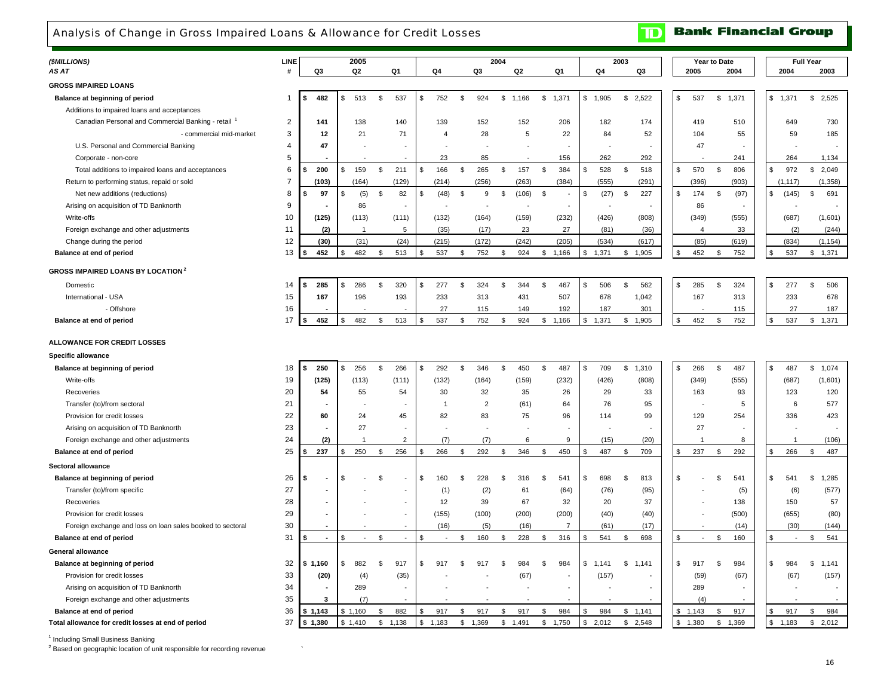# Analysis of Change in Gross Impaired Loans & Allowance for Credit Losses

**Bank Financial Group**

| *($MILLIONS)* | LINE | 2005 | | | 2004 | | | | 2003 | | Year to Date | | Full Year | |
|---|---|---|---|---|---|---|---|---|---|---|---|---|---|---|
| *AS AT* | # | Q3 | Q2 | Q1 | Q4 | Q3 | Q2 | Q1 | Q4 | Q3 | 2005 | 2004 | 2004 | 2003 |
| **GROSS IMPAIRED LOANS** | | | | | | | | | | | | | | |
| **Balance at beginning of period** | 1 | $ 482 | $ 513 | $ 537 | $ 752 | $ 924 | $ 1,166 | $ 1,371 | $ 1,905 | $ 2,522 | $ 537 | $ 1,371 | $ 1,371 | $ 2,525 |
| Additions to impaired loans and acceptances | | | | | | | | | | | | | | |
| Canadian Personal and Commercial Banking - retail [1] | 2 | 141 | 138 | 140 | 139 | 152 | 152 | 206 | 182 | 174 | 419 | 510 | 649 | 730 |
| - commercial mid-market | 3 | 12 | 21 | 71 | 4 | 28 | 5 | 22 | 84 | 52 | 104 | 55 | 59 | 185 |
| U.S. Personal and Commercial Banking | 4 | 47 | - | - | - | - | - | - | - | - | 47 | - | - | - |
| Corporate - non-core | 5 | - | - | - | 23 | 85 | - | 156 | 262 | 292 | - | 241 | 264 | 1,134 |
| Total additions to impaired loans and acceptances | 6 | $ 200 | $ 159 | $ 211 | $ 166 | $ 265 | $ 157 | $ 384 | $ 528 | $ 518 | $ 570 | $ 806 | $ 972 | $ 2,049 |
| Return to performing status, repaid or sold | 7 | (103) | (164) | (129) | (214) | (256) | (263) | (384) | (555) | (291) | (396) | (903) | (1,117) | (1,358) |
| Net new additions (reductions) | 8 | $ 97 | $ (5) | $ 82 | $ (48) | $ 9 | $ (106) | $ - | $ (27) | $ 227 | $ 174 | $ (97) | $ (145) | $ 691 |
| Arising on acquisition of TD Banknorth | 9 | - | 86 | - | - | - | - | - | - | - | 86 | - | - | - |
| Write-offs | 10 | (125) | (113) | (111) | (132) | (164) | (159) | (232) | (426) | (808) | (349) | (555) | (687) | (1,601) |
| Foreign exchange and other adjustments | 11 | (2) | 1 | 5 | (35) | (17) | 23 | 27 | (81) | (36) | 4 | 33 | (2) | (244) |
| Change during the period | 12 | (30) | (31) | (24) | (215) | (172) | (242) | (205) | (534) | (617) | (85) | (619) | (834) | (1,154) |
| **Balance at end of period** | 13 | $ 452 | $ 482 | $ 513 | $ 537 | $ 752 | $ 924 | $ 1,166 | $ 1,371 | $ 1,905 | $ 452 | $ 752 | $ 537 | $ 1,371 |
| **GROSS IMPAIRED LOANS BY LOCATION [2]** | | | | | | | | | | | | | | |
| Domestic | 14 | $ 285 | $ 286 | $ 320 | $ 277 | $ 324 | $ 344 | $ 467 | $ 506 | $ 562 | $ 285 | $ 324 | $ 277 | $ 506 |
| International - USA | 15 | 167 | 196 | 193 | 233 | 313 | 431 | 507 | 678 | 1,042 | 167 | 313 | 233 | 678 |
| - Offshore | 16 | - | - | - | 27 | 115 | 149 | 192 | 187 | 301 | - | 115 | 27 | 187 |
| **Balance at end of period** | 17 | $ 452 | $ 482 | $ 513 | $ 537 | $ 752 | $ 924 | $ 1,166 | $ 1,371 | $ 1,905 | $ 452 | $ 752 | $ 537 | $ 1,371 |
| **ALLOWANCE FOR CREDIT LOSSES** | | | | | | | | | | | | | | |
| **Specific allowance** | | | | | | | | | | | | | | |
| **Balance at beginning of period** | 18 | $ 250 | $ 256 | $ 266 | $ 292 | $ 346 | $ 450 | $ 487 | $ 709 | $ 1,310 | $ 266 | $ 487 | $ 487 | $ 1,074 |
| Write-offs | 19 | (125) | (113) | (111) | (132) | (164) | (159) | (232) | (426) | (808) | (349) | (555) | (687) | (1,601) |
| Recoveries | 20 | 54 | 55 | 54 | 30 | 32 | 35 | 26 | 29 | 33 | 163 | 93 | 123 | 120 |
| Transfer (to)/from sectoral | 21 | - | - | - | 1 | 2 | (61) | 64 | 76 | 95 | - | 5 | 6 | 577 |
| Provision for credit losses | 22 | 60 | 24 | 45 | 82 | 83 | 75 | 96 | 114 | 99 | 129 | 254 | 336 | 423 |
| Arising on acquisition of TD Banknorth | 23 | - | 27 | - | - | - | - | - | - | - | 27 | - | - | - |
| Foreign exchange and other adjustments | 24 | (2) | 1 | 2 | (7) | (7) | 6 | 9 | (15) | (20) | 1 | 8 | 1 | (106) |
| **Balance at end of period** | 25 | $ 237 | $ 250 | $ 256 | $ 266 | $ 292 | $ 346 | $ 450 | $ 487 | $ 709 | $ 237 | $ 292 | $ 266 | $ 487 |
| **Sectoral allowance** | | | | | | | | | | | | | | |
| **Balance at beginning of period** | 26 | $ - | $ - | $ - | $ 160 | $ 228 | $ 316 | $ 541 | $ 698 | $ 813 | $ - | $ 541 | $ 541 | $ 1,285 |
| Transfer (to)/from specific | 27 | - | - | - | (1) | (2) | 61 | (64) | (76) | (95) | - | (5) | (6) | (577) |
| Recoveries | 28 | - | - | - | 12 | 39 | 67 | 32 | 20 | 37 | - | 138 | 150 | 57 |
| Provision for credit losses | 29 | - | - | - | (155) | (100) | (200) | (200) | (40) | (40) | - | (500) | (655) | (80) |
| Foreign exchange and loss on loan sales booked to sectoral | 30 | - | - | - | (16) | (5) | (16) | 7 | (61) | (17) | - | (14) | (30) | (144) |
| **Balance at end of period** | 31 | $ - | $ - | $ - | $ - | $ 160 | $ 228 | $ 316 | $ 541 | $ 698 | $ - | $ 160 | $ - | $ 541 |
| **General allowance** | | | | | | | | | | | | | | |
| **Balance at beginning of period** | 32 | $ 1,160 | $ 882 | $ 917 | $ 917 | $ 917 | $ 984 | $ 984 | $ 1,141 | $ 1,141 | $ 917 | $ 984 | $ 984 | $ 1,141 |
| Provision for credit losses | 33 | (20) | (4) | (35) | - | - | (67) | - | (157) | - | (59) | (67) | (67) | (157) |
| Arising on acquisition of TD Banknorth | 34 | - | 289 | - | - | - | - | - | - | - | 289 | - | - | - |
| Foreign exchange and other adjustments | 35 | 3 | (7) | - | - | - | - | - | - | - | (4) | - | - | - |
| **Balance at end of period** | 36 | $ 1,143 | $ 1,160 | $ 882 | $ 917 | $ 917 | $ 917 | $ 984 | $ 984 | $ 1,141 | $ 1,143 | $ 917 | $ 917 | $ 984 |
| **Total allowance for credit losses at end of period** | 37 | $ 1,380 | $ 1,410 | $ 1,138 | $ 1,183 | $ 1,369 | $ 1,491 | $ 1,750 | $ 2,012 | $ 2,548 | $ 1,380 | $ 1,369 | $ 1,183 | $ 2,012 |

[1] Including Small Business Banking

[2] Based on geographic location of unit responsible for recording revenue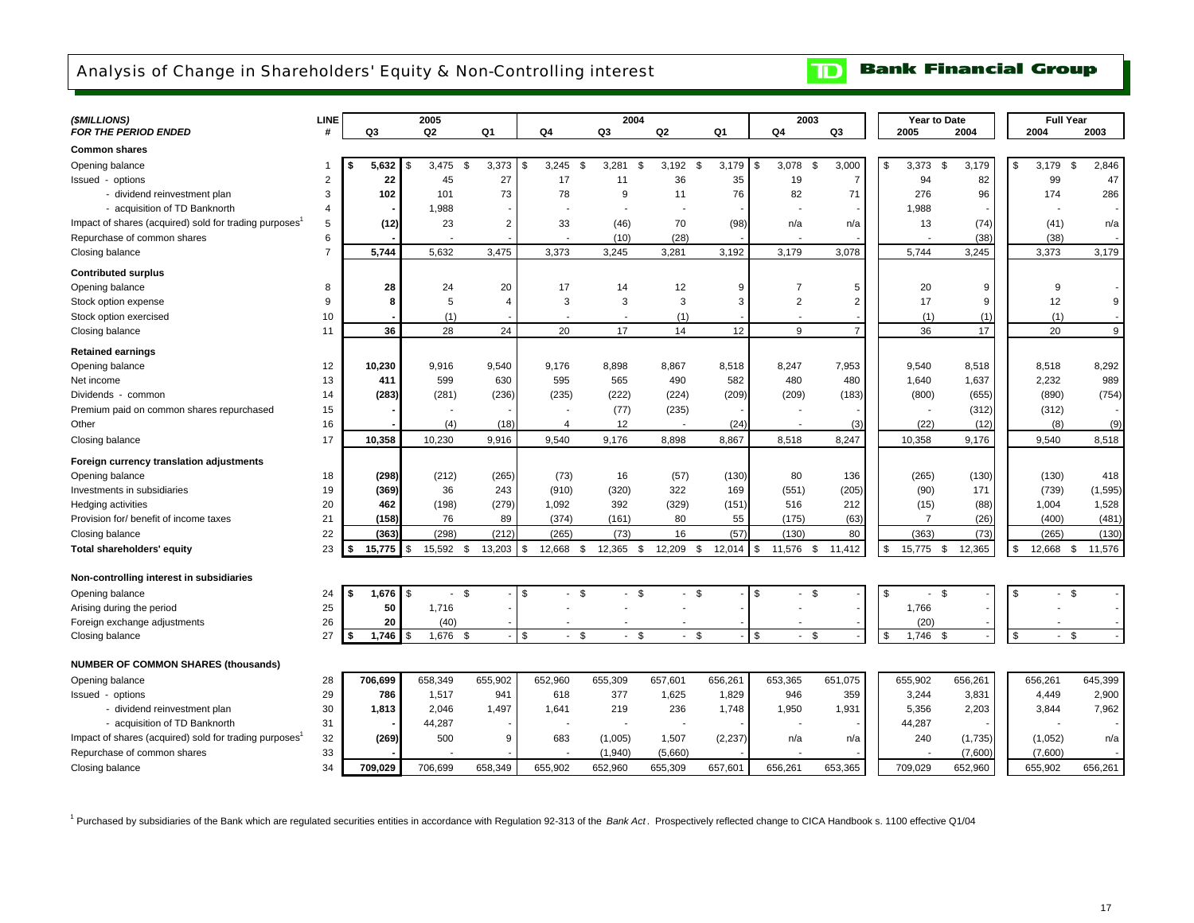# Analysis of Change in Shareholders' Equity & Non-Controlling interest

**TD Bank Financial Group**

| *($MILLIONS)* *FOR THE PERIOD ENDED* | LINE # | 2005 Q3 | 2005 Q2 | 2005 Q1 | 2004 Q4 | 2004 Q3 | 2004 Q2 | 2004 Q1 | 2003 Q4 | 2003 Q3 | Year to Date 2005 | Year to Date 2004 | Full Year 2004 | Full Year 2003 |
|---|---|---|---|---|---|---|---|---|---|---|---|---|---|---|
| **Common shares** | | | | | | | | | | | | | | |
| Opening balance | 1 | $ 5,632 | $ 3,475 | $ 3,373 | $ 3,245 | $ 3,281 | $ 3,192 | $ 3,179 | $ 3,078 | $ 3,000 | $ 3,373 | $ 3,179 | $ 3,179 | $ 2,846 |
| Issued - options | 2 | 22 | 45 | 27 | 17 | 11 | 36 | 35 | 19 | 7 | 94 | 82 | 99 | 47 |
| - dividend reinvestment plan | 3 | 102 | 101 | 73 | 78 | 9 | 11 | 76 | 82 | 71 | 276 | 96 | 174 | 286 |
| - acquisition of TD Banknorth | 4 | - | 1,988 | - | - | - | - | - | - | - | 1,988 | - | - | - |
| Impact of shares (acquired) sold for trading purposes[1] | 5 | (12) | 23 | 2 | 33 | (46) | 70 | (98) | n/a | n/a | 13 | (74) | (41) | n/a |
| Repurchase of common shares | 6 | - | - | - | - | (10) | (28) | - | - | - | - | (38) | (38) | - |
| Closing balance | 7 | 5,744 | 5,632 | 3,475 | 3,373 | 3,245 | 3,281 | 3,192 | 3,179 | 3,078 | 5,744 | 3,245 | 3,373 | 3,179 |
| **Contributed surplus** | | | | | | | | | | | | | | |
| Opening balance | 8 | 28 | 24 | 20 | 17 | 14 | 12 | 9 | 7 | 5 | 20 | 9 | 9 | - |
| Stock option expense | 9 | 8 | 5 | 4 | 3 | 3 | 3 | 3 | 2 | 2 | 17 | 9 | 12 | 9 |
| Stock option exercised | 10 | - | (1) | - | - | - | (1) | - | - | - | (1) | (1) | (1) | - |
| Closing balance | 11 | 36 | 28 | 24 | 20 | 17 | 14 | 12 | 9 | 7 | 36 | 17 | 20 | 9 |
| **Retained earnings** | | | | | | | | | | | | | | |
| Opening balance | 12 | 10,230 | 9,916 | 9,540 | 9,176 | 8,898 | 8,867 | 8,518 | 8,247 | 7,953 | 9,540 | 8,518 | 8,518 | 8,292 |
| Net income | 13 | 411 | 599 | 630 | 595 | 565 | 490 | 582 | 480 | 480 | 1,640 | 1,637 | 2,232 | 989 |
| Dividends - common | 14 | (283) | (281) | (236) | (235) | (222) | (224) | (209) | (209) | (183) | (800) | (655) | (890) | (754) |
| Premium paid on common shares repurchased | 15 | - | - | - | - | (77) | (235) | - | - | - | - | (312) | (312) | - |
| Other | 16 | - | (4) | (18) | 4 | 12 | - | (24) | - | (3) | (22) | (12) | (8) | (9) |
| Closing balance | 17 | 10,358 | 10,230 | 9,916 | 9,540 | 9,176 | 8,898 | 8,867 | 8,518 | 8,247 | 10,358 | 9,176 | 9,540 | 8,518 |
| **Foreign currency translation adjustments** | | | | | | | | | | | | | | |
| Opening balance | 18 | (298) | (212) | (265) | (73) | 16 | (57) | (130) | 80 | 136 | (265) | (130) | (130) | 418 |
| Investments in subsidiaries | 19 | (369) | 36 | 243 | (910) | (320) | 322 | 169 | (551) | (205) | (90) | 171 | (739) | (1,595) |
| Hedging activities | 20 | 462 | (198) | (279) | 1,092 | 392 | (329) | (151) | 516 | 212 | (15) | (88) | 1,004 | 1,528 |
| Provision for/ benefit of income taxes | 21 | (158) | 76 | 89 | (374) | (161) | 80 | 55 | (175) | (63) | 7 | (26) | (400) | (481) |
| Closing balance | 22 | (363) | (298) | (212) | (265) | (73) | 16 | (57) | (130) | 80 | (363) | (73) | (265) | (130) |
| **Total shareholders' equity** | 23 | $ 15,775 | $ 15,592 | $ 13,203 | $ 12,668 | $ 12,365 | $ 12,209 | $ 12,014 | $ 11,576 | $ 11,412 | $ 15,775 | $ 12,365 | $ 12,668 | $ 11,576 |
| **Non-controlling interest in subsidiaries** | | | | | | | | | | | | | | |
| Opening balance | 24 | $ 1,676 | $ - | $ - | $ - | $ - | $ - | $ - | $ - | $ - | $ - | $ - | $ - | $ - |
| Arising during the period | 25 | 50 | 1,716 | - | - | - | - | - | - | - | 1,766 | - | - | - |
| Foreign exchange adjustments | 26 | 20 | (40) | - | - | - | - | - | - | - | (20) | - | - | - |
| Closing balance | 27 | $ 1,746 | $ 1,676 | $ - | $ - | $ - | $ - | $ - | $ - | $ - | $ 1,746 | $ - | $ - | $ - |
| **NUMBER OF COMMON SHARES (thousands)** | | | | | | | | | | | | | | |
| Opening balance | 28 | 706,699 | 658,349 | 655,902 | 652,960 | 655,309 | 657,601 | 656,261 | 653,365 | 651,075 | 655,902 | 656,261 | 656,261 | 645,399 |
| Issued - options | 29 | 786 | 1,517 | 941 | 618 | 377 | 1,625 | 1,829 | 946 | 359 | 3,244 | 3,831 | 4,449 | 2,900 |
| - dividend reinvestment plan | 30 | 1,813 | 2,046 | 1,497 | 1,641 | 219 | 236 | 1,748 | 1,950 | 1,931 | 5,356 | 2,203 | 3,844 | 7,962 |
| - acquisition of TD Banknorth | 31 | - | 44,287 | - | - | - | - | - | - | - | 44,287 | - | - | - |
| Impact of shares (acquired) sold for trading purposes[1] | 32 | (269) | 500 | 9 | 683 | (1,005) | 1,507 | (2,237) | n/a | n/a | 240 | (1,735) | (1,052) | n/a |
| Repurchase of common shares | 33 | - | - | - | - | (1,940) | (5,660) | - | - | - | - | (7,600) | (7,600) | - |
| Closing balance | 34 | 709,029 | 706,699 | 658,349 | 655,902 | 652,960 | 655,309 | 657,601 | 656,261 | 653,365 | 709,029 | 652,960 | 655,902 | 656,261 |

[1] Purchased by subsidiaries of the Bank which are regulated securities entities in accordance with Regulation 92-313 of the *Bank Act*. Prospectively reflected change to CICA Handbook s. 1100 effective Q1/04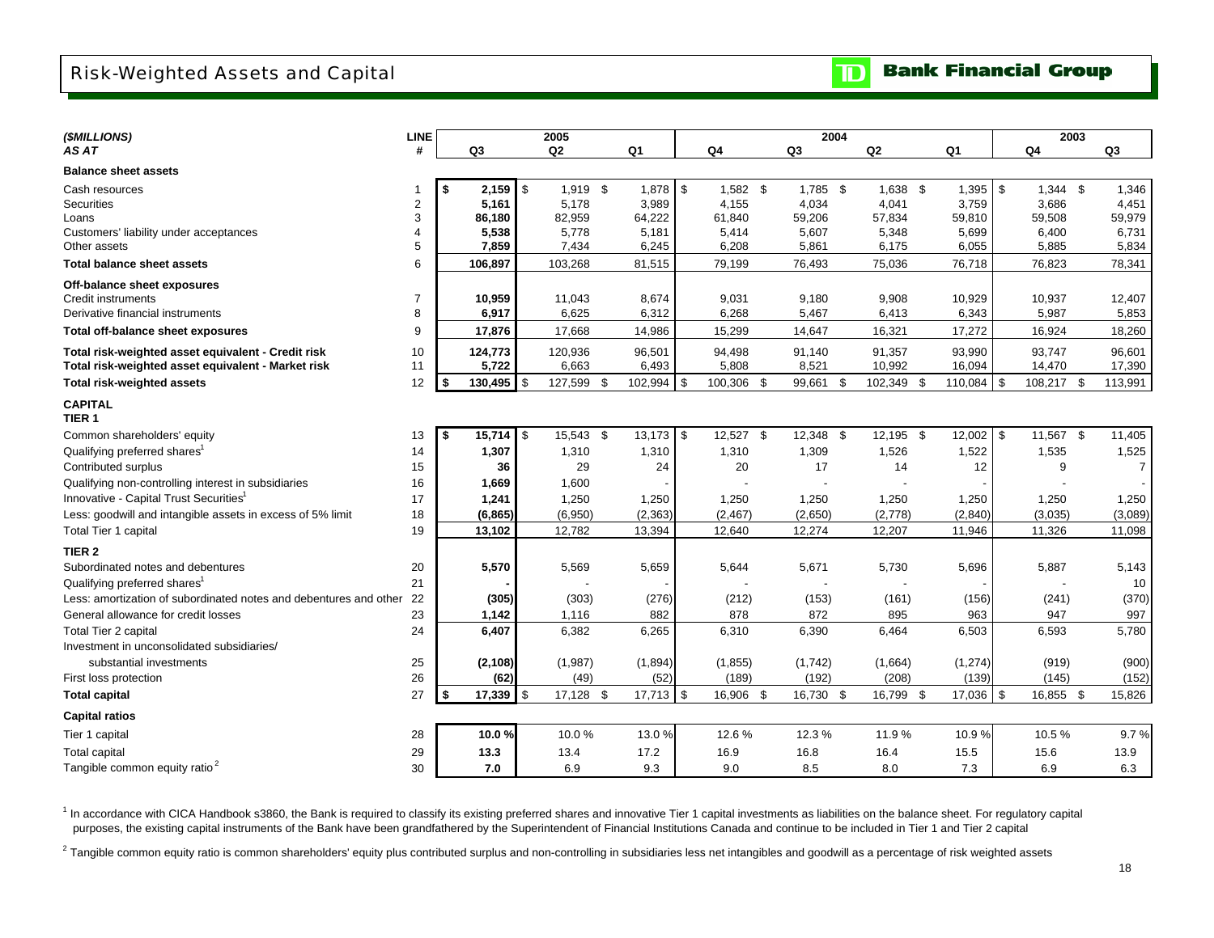# Risk-Weighted Assets and Capital

**Bank Financial Group**

| *($MILLIONS)* | LINE | 2005 | | | 2004 | | | | 2003 | |
|---|---|---|---|---|---|---|---|---|---|---|
| *AS AT* | # | Q3 | Q2 | Q1 | Q4 | Q3 | Q2 | Q1 | Q4 | Q3 |
| **Balance sheet assets** | | | | | | | | | | |
| Cash resources | 1 | **$ 2,159** | $ 1,919 | $ 1,878 | $ 1,582 | $ 1,785 | $ 1,638 | $ 1,395 | $ 1,344 | $ 1,346 |
| Securities | 2 | **5,161** | 5,178 | 3,989 | 4,155 | 4,034 | 4,041 | 3,759 | 3,686 | 4,451 |
| Loans | 3 | **86,180** | 82,959 | 64,222 | 61,840 | 59,206 | 57,834 | 59,810 | 59,508 | 59,979 |
| Customers' liability under acceptances | 4 | **5,538** | 5,778 | 5,181 | 5,414 | 5,607 | 5,348 | 5,699 | 6,400 | 6,731 |
| Other assets | 5 | **7,859** | 7,434 | 6,245 | 6,208 | 5,861 | 6,175 | 6,055 | 5,885 | 5,834 |
| **Total balance sheet assets** | 6 | **106,897** | 103,268 | 81,515 | 79,199 | 76,493 | 75,036 | 76,718 | 76,823 | 78,341 |
| **Off-balance sheet exposures** | | | | | | | | | | |
| Credit instruments | 7 | **10,959** | 11,043 | 8,674 | 9,031 | 9,180 | 9,908 | 10,929 | 10,937 | 12,407 |
| Derivative financial instruments | 8 | **6,917** | 6,625 | 6,312 | 6,268 | 5,467 | 6,413 | 6,343 | 5,987 | 5,853 |
| **Total off-balance sheet exposures** | 9 | **17,876** | 17,668 | 14,986 | 15,299 | 14,647 | 16,321 | 17,272 | 16,924 | 18,260 |
| **Total risk-weighted asset equivalent - Credit risk** | 10 | **124,773** | 120,936 | 96,501 | 94,498 | 91,140 | 91,357 | 93,990 | 93,747 | 96,601 |
| **Total risk-weighted asset equivalent - Market risk** | 11 | **5,722** | 6,663 | 6,493 | 5,808 | 8,521 | 10,992 | 16,094 | 14,470 | 17,390 |
| **Total risk-weighted assets** | 12 | **$ 130,495** | $ 127,599 | $ 102,994 | $ 100,306 | $ 99,661 | $ 102,349 | $ 110,084 | $ 108,217 | $ 113,991 |
| **CAPITAL** | | | | | | | | | | |
| **TIER 1** | | | | | | | | | | |
| Common shareholders' equity | 13 | **$ 15,714** | $ 15,543 | $ 13,173 | $ 12,527 | $ 12,348 | $ 12,195 | $ 12,002 | $ 11,567 | $ 11,405 |
| Qualifying preferred shares[1] | 14 | **1,307** | 1,310 | 1,310 | 1,310 | 1,309 | 1,526 | 1,522 | 1,535 | 1,525 |
| Contributed surplus | 15 | **36** | 29 | 24 | 20 | 17 | 14 | 12 | 9 | 7 |
| Qualifying non-controlling interest in subsidiaries | 16 | **1,669** | 1,600 | - | - | - | - | - | - | - |
| Innovative - Capital Trust Securities[1] | 17 | **1,241** | 1,250 | 1,250 | 1,250 | 1,250 | 1,250 | 1,250 | 1,250 | 1,250 |
| Less: goodwill and intangible assets in excess of 5% limit | 18 | **(6,865)** | (6,950) | (2,363) | (2,467) | (2,650) | (2,778) | (2,840) | (3,035) | (3,089) |
| Total Tier 1 capital | 19 | **13,102** | 12,782 | 13,394 | 12,640 | 12,274 | 12,207 | 11,946 | 11,326 | 11,098 |
| **TIER 2** | | | | | | | | | | |
| Subordinated notes and debentures | 20 | **5,570** | 5,569 | 5,659 | 5,644 | 5,671 | 5,730 | 5,696 | 5,887 | 5,143 |
| Qualifying preferred shares[1] | 21 | **-** | - | - | - | - | - | - | - | 10 |
| Less: amortization of subordinated notes and debentures and other | 22 | **(305)** | (303) | (276) | (212) | (153) | (161) | (156) | (241) | (370) |
| General allowance for credit losses | 23 | **1,142** | 1,116 | 882 | 878 | 872 | 895 | 963 | 947 | 997 |
| Total Tier 2 capital | 24 | **6,407** | 6,382 | 6,265 | 6,310 | 6,390 | 6,464 | 6,503 | 6,593 | 5,780 |
| Investment in unconsolidated subsidiaries/ substantial investments | 25 | **(2,108)** | (1,987) | (1,894) | (1,855) | (1,742) | (1,664) | (1,274) | (919) | (900) |
| First loss protection | 26 | **(62)** | (49) | (52) | (189) | (192) | (208) | (139) | (145) | (152) |
| **Total capital** | 27 | **$ 17,339** | $ 17,128 | $ 17,713 | $ 16,906 | $ 16,730 | $ 16,799 | $ 17,036 | $ 16,855 | $ 15,826 |
| **Capital ratios** | | | | | | | | | | |
| Tier 1 capital | 28 | **10.0 %** | 10.0 % | 13.0 % | 12.6 % | 12.3 % | 11.9 % | 10.9 % | 10.5 % | 9.7 % |
| Total capital | 29 | **13.3** | 13.4 | 17.2 | 16.9 | 16.8 | 16.4 | 15.5 | 15.6 | 13.9 |
| Tangible common equity ratio[2] | 30 | **7.0** | 6.9 | 9.3 | 9.0 | 8.5 | 8.0 | 7.3 | 6.9 | 6.3 |

[1] In accordance with CICA Handbook s3860, the Bank is required to classify its existing preferred shares and innovative Tier 1 capital investments as liabilities on the balance sheet. For regulatory capital purposes, the existing capital instruments of the Bank have been grandfathered by the Superintendent of Financial Institutions Canada and continue to be included in Tier 1 and Tier 2 capital

[2] Tangible common equity ratio is common shareholders' equity plus contributed surplus and non-controlling in subsidiaries less net intangibles and goodwill as a percentage of risk weighted assets